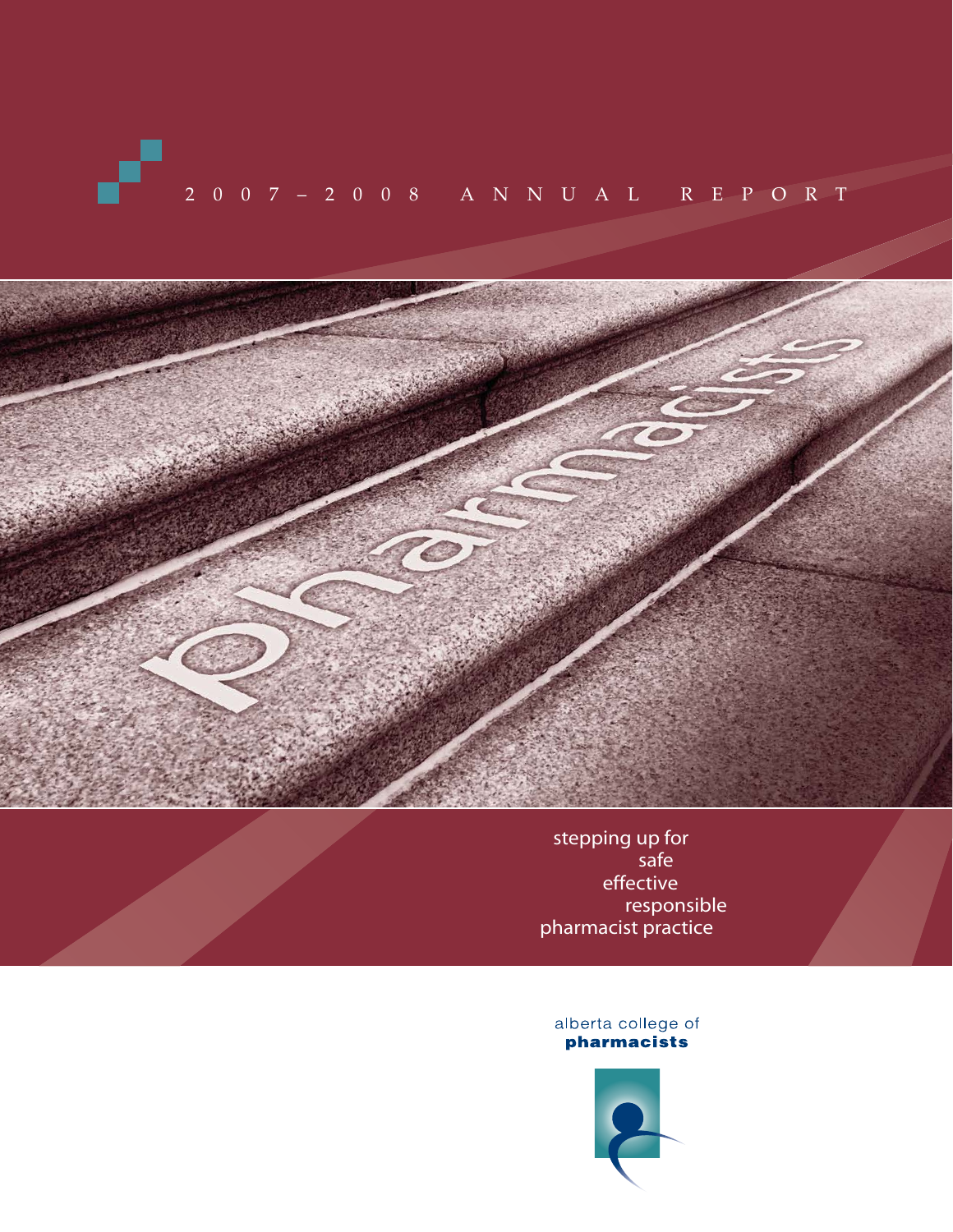# 2007–2008 ANNUAL REPORT

pharmacists

stepping up for
safe
effective
responsible
pharmacist practice

alberta college of
**pharmacists**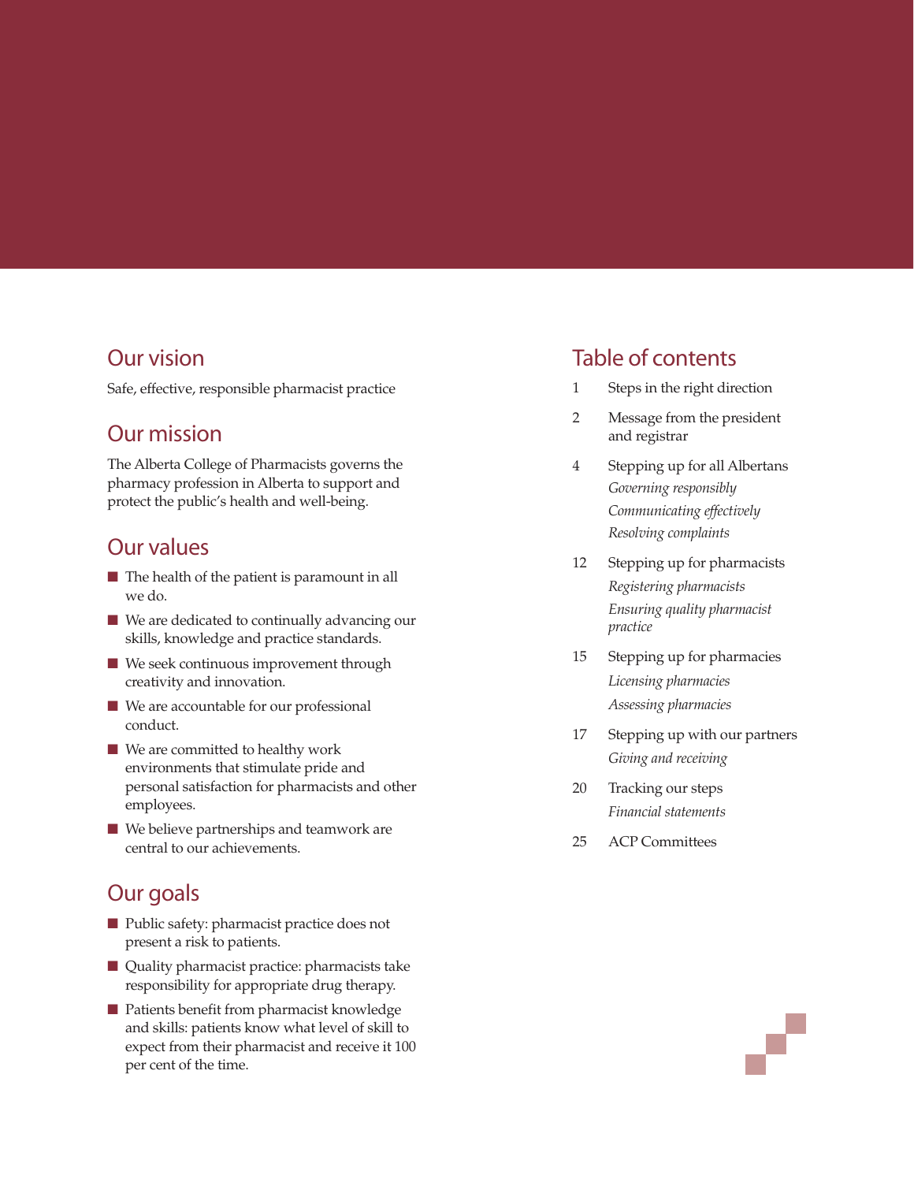## Our vision

Safe, effective, responsible pharmacist practice

## Our mission

The Alberta College of Pharmacists governs the pharmacy profession in Alberta to support and protect the public's health and well-being.

## Our values

- The health of the patient is paramount in all we do.
- We are dedicated to continually advancing our skills, knowledge and practice standards.
- We seek continuous improvement through creativity and innovation.
- We are accountable for our professional conduct.
- We are committed to healthy work environments that stimulate pride and personal satisfaction for pharmacists and other employees.
- We believe partnerships and teamwork are central to our achievements.

## Our goals

- Public safety: pharmacist practice does not present a risk to patients.
- Quality pharmacist practice: pharmacists take responsibility for appropriate drug therapy.
- Patients benefit from pharmacist knowledge and skills: patients know what level of skill to expect from their pharmacist and receive it 100 per cent of the time.

## Table of contents

| | |
|---|---|
| 1 | Steps in the right direction |
| 2 | Message from the president and registrar |
| 4 | Stepping up for all Albertans<br>*Governing responsibly*<br>*Communicating effectively*<br>*Resolving complaints* |
| 12 | Stepping up for pharmacists<br>*Registering pharmacists*<br>*Ensuring quality pharmacist practice* |
| 15 | Stepping up for pharmacies<br>*Licensing pharmacies*<br>*Assessing pharmacies* |
| 17 | Stepping up with our partners<br>*Giving and receiving* |
| 20 | Tracking our steps<br>*Financial statements* |
| 25 | ACP Committees |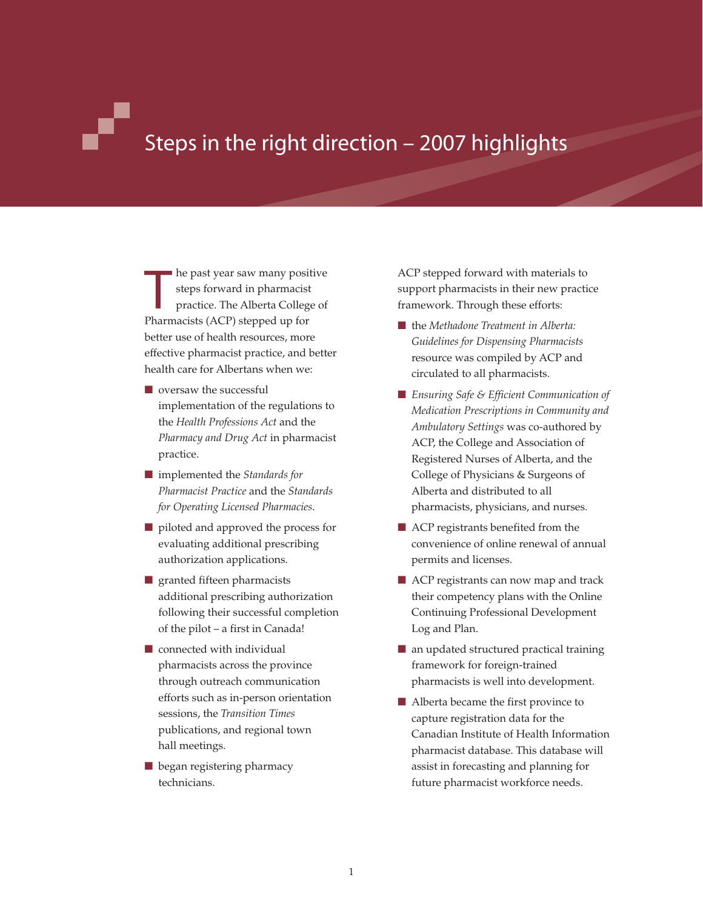# Steps in the right direction – 2007 highlights

The past year saw many positive steps forward in pharmacist practice. The Alberta College of Pharmacists (ACP) stepped up for better use of health resources, more effective pharmacist practice, and better health care for Albertans when we:

- oversaw the successful implementation of the regulations to the *Health Professions Act* and the *Pharmacy and Drug Act* in pharmacist practice.
- implemented the *Standards for Pharmacist Practice* and the *Standards for Operating Licensed Pharmacies*.
- piloted and approved the process for evaluating additional prescribing authorization applications.
- granted fifteen pharmacists additional prescribing authorization following their successful completion of the pilot – a first in Canada!
- connected with individual pharmacists across the province through outreach communication efforts such as in-person orientation sessions, the *Transition Times* publications, and regional town hall meetings.
- began registering pharmacy technicians.

ACP stepped forward with materials to support pharmacists in their new practice framework. Through these efforts:

- the *Methadone Treatment in Alberta: Guidelines for Dispensing Pharmacists* resource was compiled by ACP and circulated to all pharmacists.
- *Ensuring Safe & Efficient Communication of Medication Prescriptions in Community and Ambulatory Settings* was co-authored by ACP, the College and Association of Registered Nurses of Alberta, and the College of Physicians & Surgeons of Alberta and distributed to all pharmacists, physicians, and nurses.
- ACP registrants benefited from the convenience of online renewal of annual permits and licenses.
- ACP registrants can now map and track their competency plans with the Online Continuing Professional Development Log and Plan.
- an updated structured practical training framework for foreign-trained pharmacists is well into development.
- Alberta became the first province to capture registration data for the Canadian Institute of Health Information pharmacist database. This database will assist in forecasting and planning for future pharmacist workforce needs.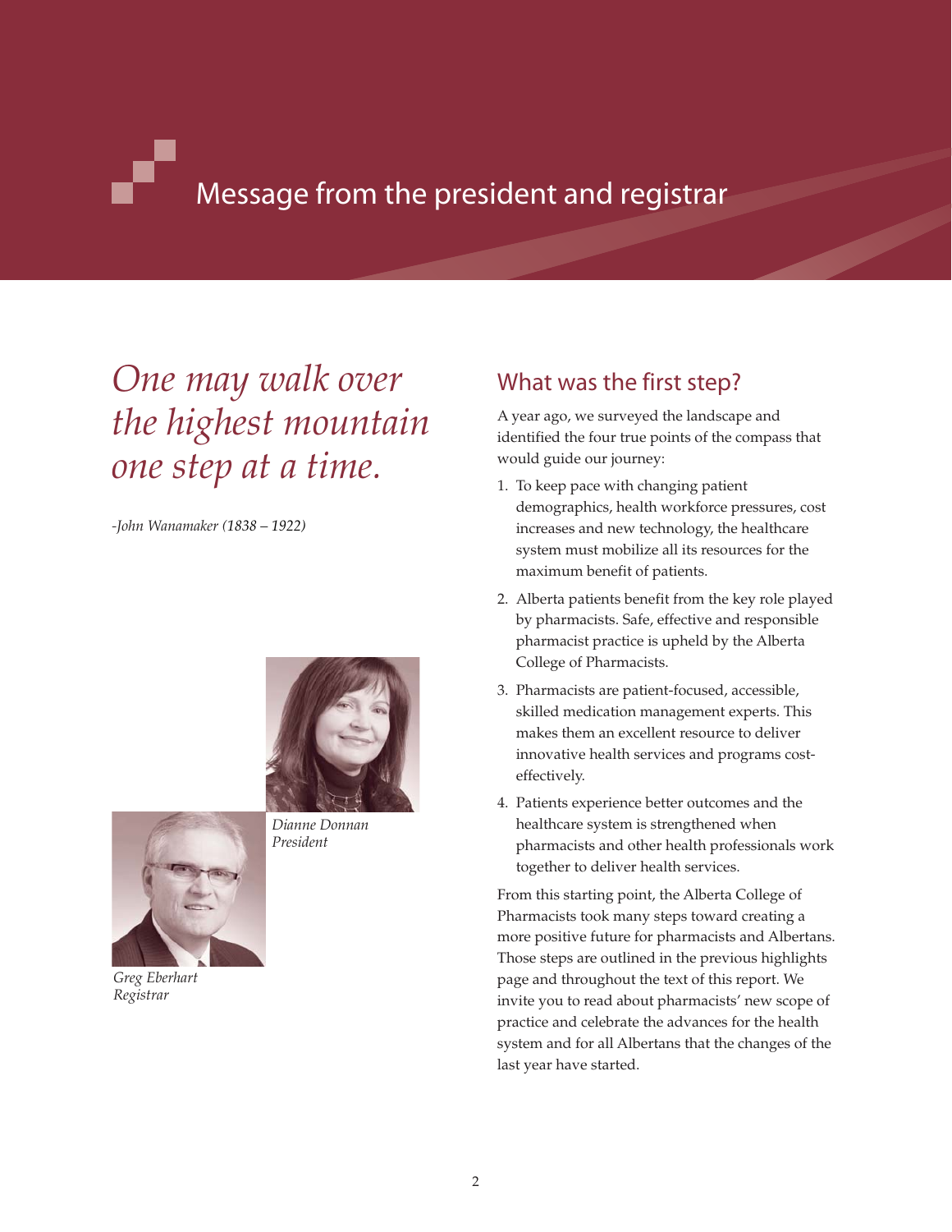# Message from the president and registrar

*One may walk over the highest mountain one step at a time.*

*-John Wanamaker (1838 – 1922)*

*Dianne Donnan*
*President*

*Greg Eberhart*
*Registrar*

## What was the first step?

A year ago, we surveyed the landscape and identified the four true points of the compass that would guide our journey:

1. To keep pace with changing patient demographics, health workforce pressures, cost increases and new technology, the healthcare system must mobilize all its resources for the maximum benefit of patients.
2. Alberta patients benefit from the key role played by pharmacists. Safe, effective and responsible pharmacist practice is upheld by the Alberta College of Pharmacists.
3. Pharmacists are patient-focused, accessible, skilled medication management experts. This makes them an excellent resource to deliver innovative health services and programs cost-effectively.
4. Patients experience better outcomes and the healthcare system is strengthened when pharmacists and other health professionals work together to deliver health services.

From this starting point, the Alberta College of Pharmacists took many steps toward creating a more positive future for pharmacists and Albertans. Those steps are outlined in the previous highlights page and throughout the text of this report. We invite you to read about pharmacists' new scope of practice and celebrate the advances for the health system and for all Albertans that the changes of the last year have started.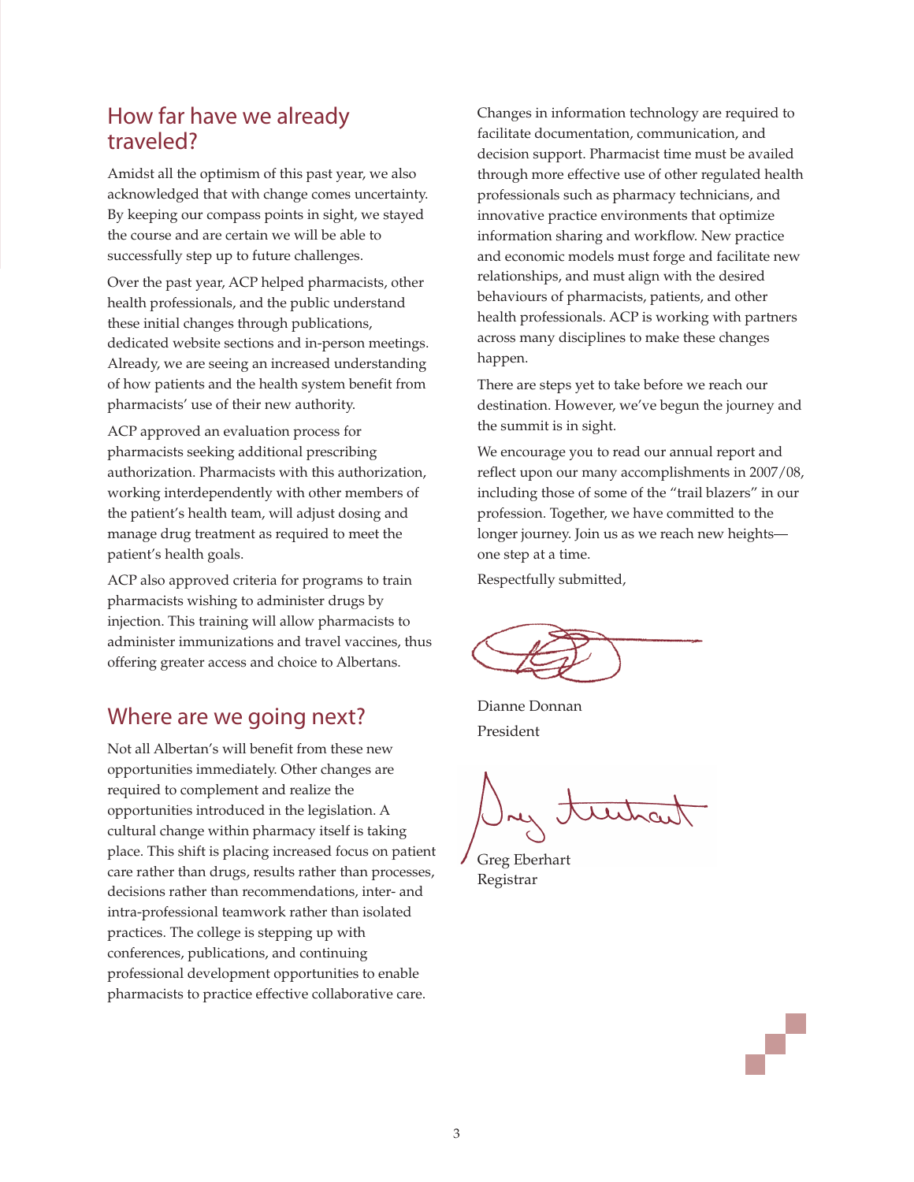## How far have we already traveled?

Amidst all the optimism of this past year, we also acknowledged that with change comes uncertainty. By keeping our compass points in sight, we stayed the course and are certain we will be able to successfully step up to future challenges.

Over the past year, ACP helped pharmacists, other health professionals, and the public understand these initial changes through publications, dedicated website sections and in-person meetings. Already, we are seeing an increased understanding of how patients and the health system benefit from pharmacists' use of their new authority.

ACP approved an evaluation process for pharmacists seeking additional prescribing authorization. Pharmacists with this authorization, working interdependently with other members of the patient's health team, will adjust dosing and manage drug treatment as required to meet the patient's health goals.

ACP also approved criteria for programs to train pharmacists wishing to administer drugs by injection. This training will allow pharmacists to administer immunizations and travel vaccines, thus offering greater access and choice to Albertans.

## Where are we going next?

Not all Albertan's will benefit from these new opportunities immediately. Other changes are required to complement and realize the opportunities introduced in the legislation. A cultural change within pharmacy itself is taking place. This shift is placing increased focus on patient care rather than drugs, results rather than processes, decisions rather than recommendations, inter- and intra-professional teamwork rather than isolated practices. The college is stepping up with conferences, publications, and continuing professional development opportunities to enable pharmacists to practice effective collaborative care.

Changes in information technology are required to facilitate documentation, communication, and decision support. Pharmacist time must be availed through more effective use of other regulated health professionals such as pharmacy technicians, and innovative practice environments that optimize information sharing and workflow. New practice and economic models must forge and facilitate new relationships, and must align with the desired behaviours of pharmacists, patients, and other health professionals. ACP is working with partners across many disciplines to make these changes happen.

There are steps yet to take before we reach our destination. However, we've begun the journey and the summit is in sight.

We encourage you to read our annual report and reflect upon our many accomplishments in 2007/08, including those of some of the "trail blazers" in our profession. Together, we have committed to the longer journey. Join us as we reach new heights—one step at a time.

Respectfully submitted,

Dianne Donnan
President

Greg Eberhart
Registrar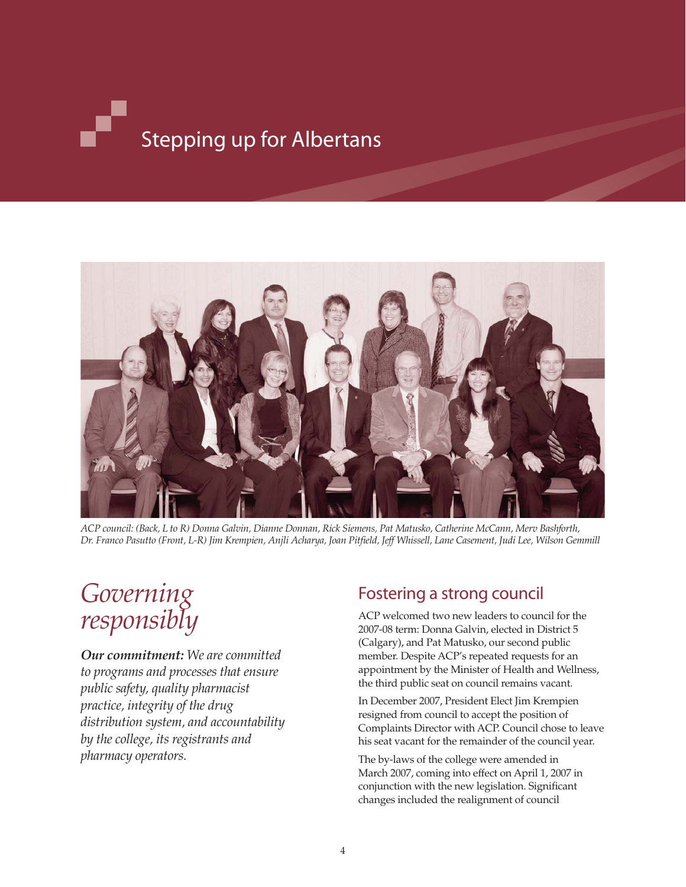# Stepping up for Albertans

ACP council: (Back, L to R) Donna Galvin, Dianne Donnan, Rick Siemens, Pat Matusko, Catherine McCann, Merv Bashforth, Dr. Franco Pasutto (Front, L-R) Jim Krempien, Anjli Acharya, Joan Pitfield, Jeff Whissell, Lane Casement, Judi Lee, Wilson Gemmill

## *Governing responsibly*

***Our commitment:*** *We are committed to programs and processes that ensure public safety, quality pharmacist practice, integrity of the drug distribution system, and accountability by the college, its registrants and pharmacy operators.*

### Fostering a strong council

ACP welcomed two new leaders to council for the 2007-08 term: Donna Galvin, elected in District 5 (Calgary), and Pat Matusko, our second public member. Despite ACP's repeated requests for an appointment by the Minister of Health and Wellness, the third public seat on council remains vacant.

In December 2007, President Elect Jim Krempien resigned from council to accept the position of Complaints Director with ACP. Council chose to leave his seat vacant for the remainder of the council year.

The by-laws of the college were amended in March 2007, coming into effect on April 1, 2007 in conjunction with the new legislation. Significant changes included the realignment of council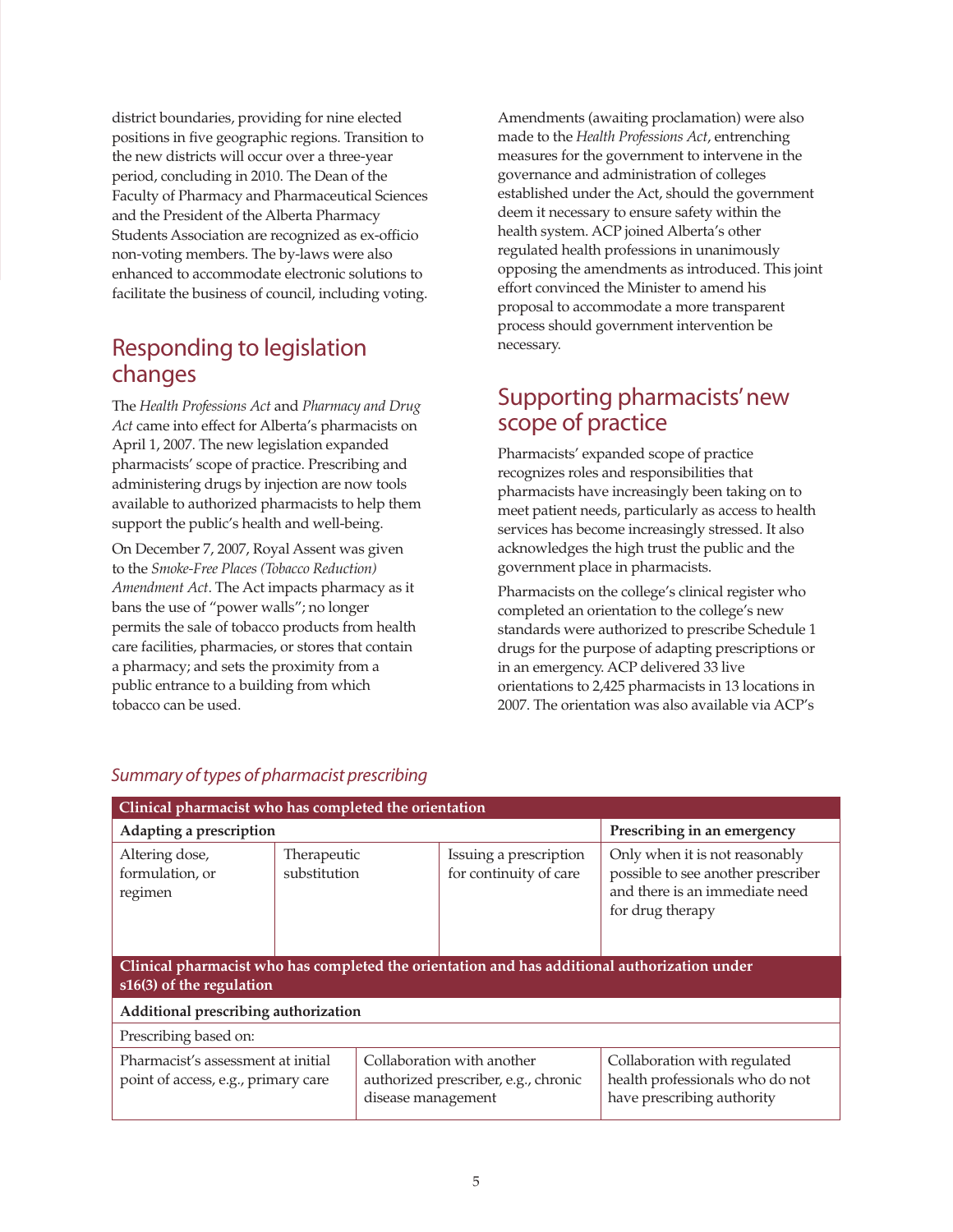district boundaries, providing for nine elected positions in five geographic regions. Transition to the new districts will occur over a three-year period, concluding in 2010. The Dean of the Faculty of Pharmacy and Pharmaceutical Sciences and the President of the Alberta Pharmacy Students Association are recognized as ex-officio non-voting members. The by-laws were also enhanced to accommodate electronic solutions to facilitate the business of council, including voting.

## Responding to legislation changes

The *Health Professions Act* and *Pharmacy and Drug Act* came into effect for Alberta's pharmacists on April 1, 2007. The new legislation expanded pharmacists' scope of practice. Prescribing and administering drugs by injection are now tools available to authorized pharmacists to help them support the public's health and well-being.

On December 7, 2007, Royal Assent was given to the *Smoke-Free Places (Tobacco Reduction) Amendment Act*. The Act impacts pharmacy as it bans the use of "power walls"; no longer permits the sale of tobacco products from health care facilities, pharmacies, or stores that contain a pharmacy; and sets the proximity from a public entrance to a building from which tobacco can be used.

Amendments (awaiting proclamation) were also made to the *Health Professions Act*, entrenching measures for the government to intervene in the governance and administration of colleges established under the Act, should the government deem it necessary to ensure safety within the health system. ACP joined Alberta's other regulated health professions in unanimously opposing the amendments as introduced. This joint effort convinced the Minister to amend his proposal to accommodate a more transparent process should government intervention be necessary.

## Supporting pharmacists' new scope of practice

Pharmacists' expanded scope of practice recognizes roles and responsibilities that pharmacists have increasingly been taking on to meet patient needs, particularly as access to health services has become increasingly stressed. It also acknowledges the high trust the public and the government place in pharmacists.

Pharmacists on the college's clinical register who completed an orientation to the college's new standards were authorized to prescribe Schedule 1 drugs for the purpose of adapting prescriptions or in an emergency. ACP delivered 33 live orientations to 2,425 pharmacists in 13 locations in 2007. The orientation was also available via ACP's

*Summary of types of pharmacist prescribing*

| **Clinical pharmacist who has completed the orientation** | | | |
|---|---|---|---|
| **Adapting a prescription** | | | **Prescribing in an emergency** |
| Altering dose, formulation, or regimen | Therapeutic substitution | Issuing a prescription for continuity of care | Only when it is not reasonably possible to see another prescriber and there is an immediate need for drug therapy |

| **Clinical pharmacist who has completed the orientation and has additional authorization under s16(3) of the regulation** | | |
|---|---|---|
| **Additional prescribing authorization** | | |
| Prescribing based on: | | |
| Pharmacist's assessment at initial point of access, e.g., primary care | Collaboration with another authorized prescriber, e.g., chronic disease management | Collaboration with regulated health professionals who do not have prescribing authority |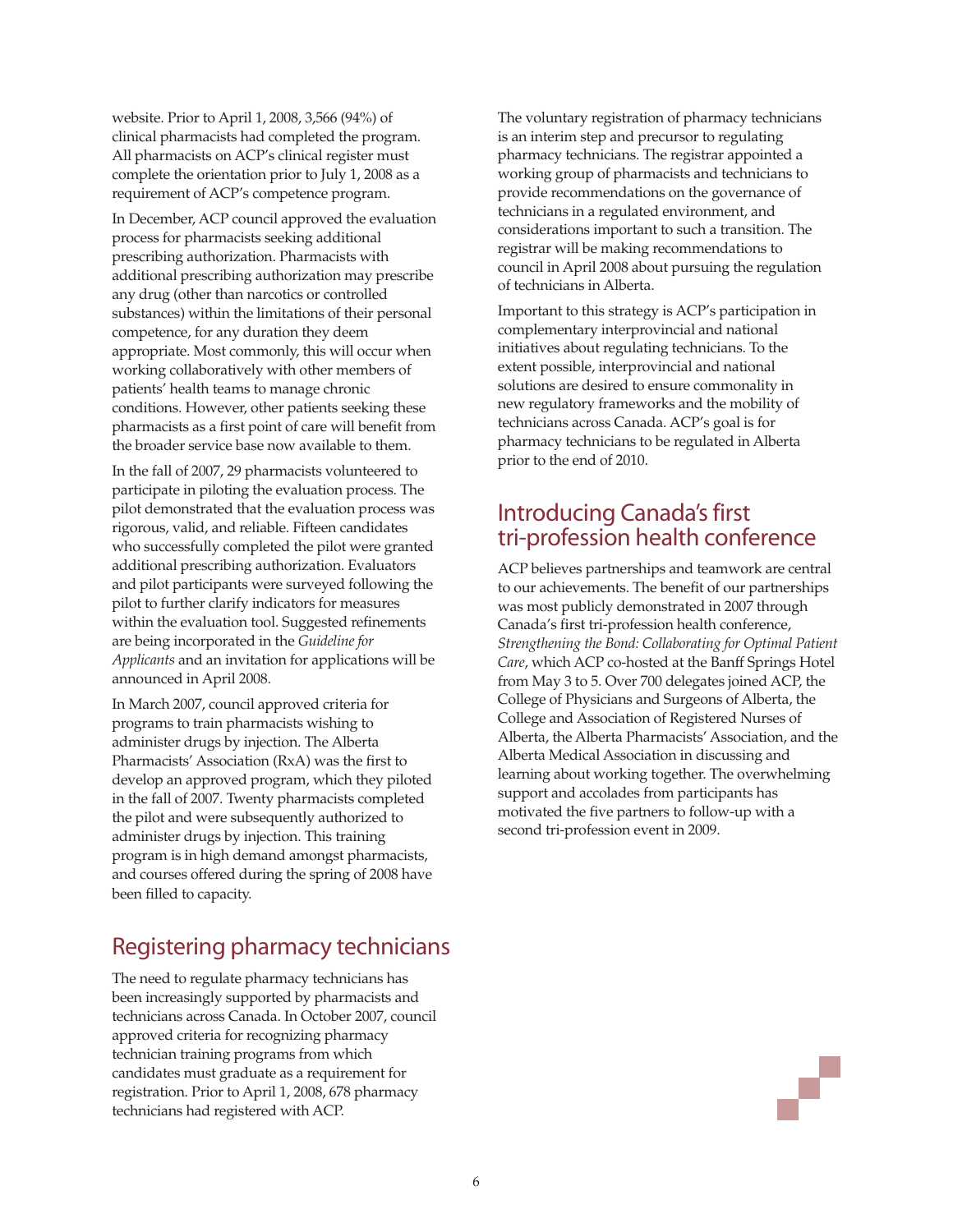website. Prior to April 1, 2008, 3,566 (94%) of clinical pharmacists had completed the program. All pharmacists on ACP's clinical register must complete the orientation prior to July 1, 2008 as a requirement of ACP's competence program.

In December, ACP council approved the evaluation process for pharmacists seeking additional prescribing authorization. Pharmacists with additional prescribing authorization may prescribe any drug (other than narcotics or controlled substances) within the limitations of their personal competence, for any duration they deem appropriate. Most commonly, this will occur when working collaboratively with other members of patients' health teams to manage chronic conditions. However, other patients seeking these pharmacists as a first point of care will benefit from the broader service base now available to them.

In the fall of 2007, 29 pharmacists volunteered to participate in piloting the evaluation process. The pilot demonstrated that the evaluation process was rigorous, valid, and reliable. Fifteen candidates who successfully completed the pilot were granted additional prescribing authorization. Evaluators and pilot participants were surveyed following the pilot to further clarify indicators for measures within the evaluation tool. Suggested refinements are being incorporated in the *Guideline for Applicants* and an invitation for applications will be announced in April 2008.

In March 2007, council approved criteria for programs to train pharmacists wishing to administer drugs by injection. The Alberta Pharmacists' Association (RxA) was the first to develop an approved program, which they piloted in the fall of 2007. Twenty pharmacists completed the pilot and were subsequently authorized to administer drugs by injection. This training program is in high demand amongst pharmacists, and courses offered during the spring of 2008 have been filled to capacity.

## Registering pharmacy technicians

The need to regulate pharmacy technicians has been increasingly supported by pharmacists and technicians across Canada. In October 2007, council approved criteria for recognizing pharmacy technician training programs from which candidates must graduate as a requirement for registration. Prior to April 1, 2008, 678 pharmacy technicians had registered with ACP.

The voluntary registration of pharmacy technicians is an interim step and precursor to regulating pharmacy technicians. The registrar appointed a working group of pharmacists and technicians to provide recommendations on the governance of technicians in a regulated environment, and considerations important to such a transition. The registrar will be making recommendations to council in April 2008 about pursuing the regulation of technicians in Alberta.

Important to this strategy is ACP's participation in complementary interprovincial and national initiatives about regulating technicians. To the extent possible, interprovincial and national solutions are desired to ensure commonality in new regulatory frameworks and the mobility of technicians across Canada. ACP's goal is for pharmacy technicians to be regulated in Alberta prior to the end of 2010.

## Introducing Canada's first tri-profession health conference

ACP believes partnerships and teamwork are central to our achievements. The benefit of our partnerships was most publicly demonstrated in 2007 through Canada's first tri-profession health conference, *Strengthening the Bond: Collaborating for Optimal Patient Care*, which ACP co-hosted at the Banff Springs Hotel from May 3 to 5. Over 700 delegates joined ACP, the College of Physicians and Surgeons of Alberta, the College and Association of Registered Nurses of Alberta, the Alberta Pharmacists' Association, and the Alberta Medical Association in discussing and learning about working together. The overwhelming support and accolades from participants has motivated the five partners to follow-up with a second tri-profession event in 2009.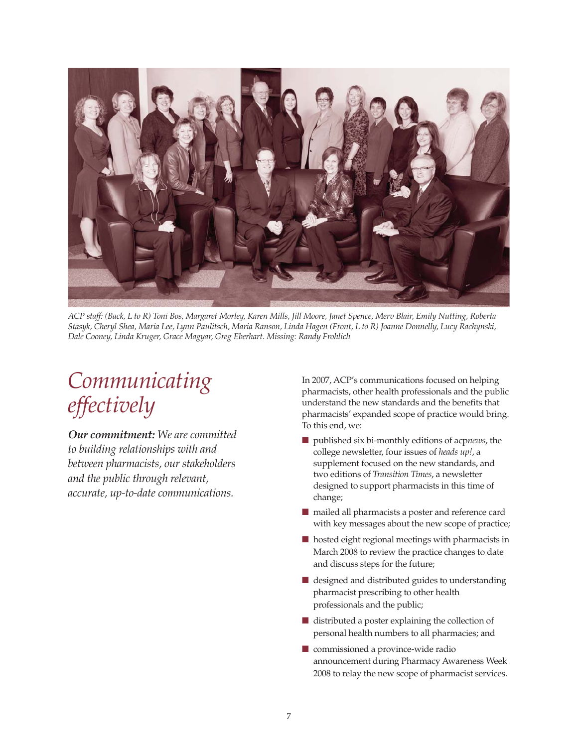*ACP staff: (Back, L to R) Toni Bos, Margaret Morley, Karen Mills, Jill Moore, Janet Spence, Merv Blair, Emily Nutting, Roberta Stasyk, Cheryl Shea, Maria Lee, Lynn Paulitsch, Maria Ranson, Linda Hagen (Front, L to R) Joanne Donnelly, Lucy Rachynski, Dale Cooney, Linda Kruger, Grace Magyar, Greg Eberhart. Missing: Randy Frohlich*

# *Communicating effectively*

***Our commitment:** We are committed to building relationships with and between pharmacists, our stakeholders and the public through relevant, accurate, up-to-date communications.*

In 2007, ACP's communications focused on helping pharmacists, other health professionals and the public understand the new standards and the benefits that pharmacists' expanded scope of practice would bring. To this end, we:

- published six bi-monthly editions of acp*news*, the college newsletter, four issues of *heads up!*, a supplement focused on the new standards, and two editions of *Transition Times*, a newsletter designed to support pharmacists in this time of change;
- mailed all pharmacists a poster and reference card with key messages about the new scope of practice;
- hosted eight regional meetings with pharmacists in March 2008 to review the practice changes to date and discuss steps for the future;
- designed and distributed guides to understanding pharmacist prescribing to other health professionals and the public;
- distributed a poster explaining the collection of personal health numbers to all pharmacies; and
- commissioned a province-wide radio announcement during Pharmacy Awareness Week 2008 to relay the new scope of pharmacist services.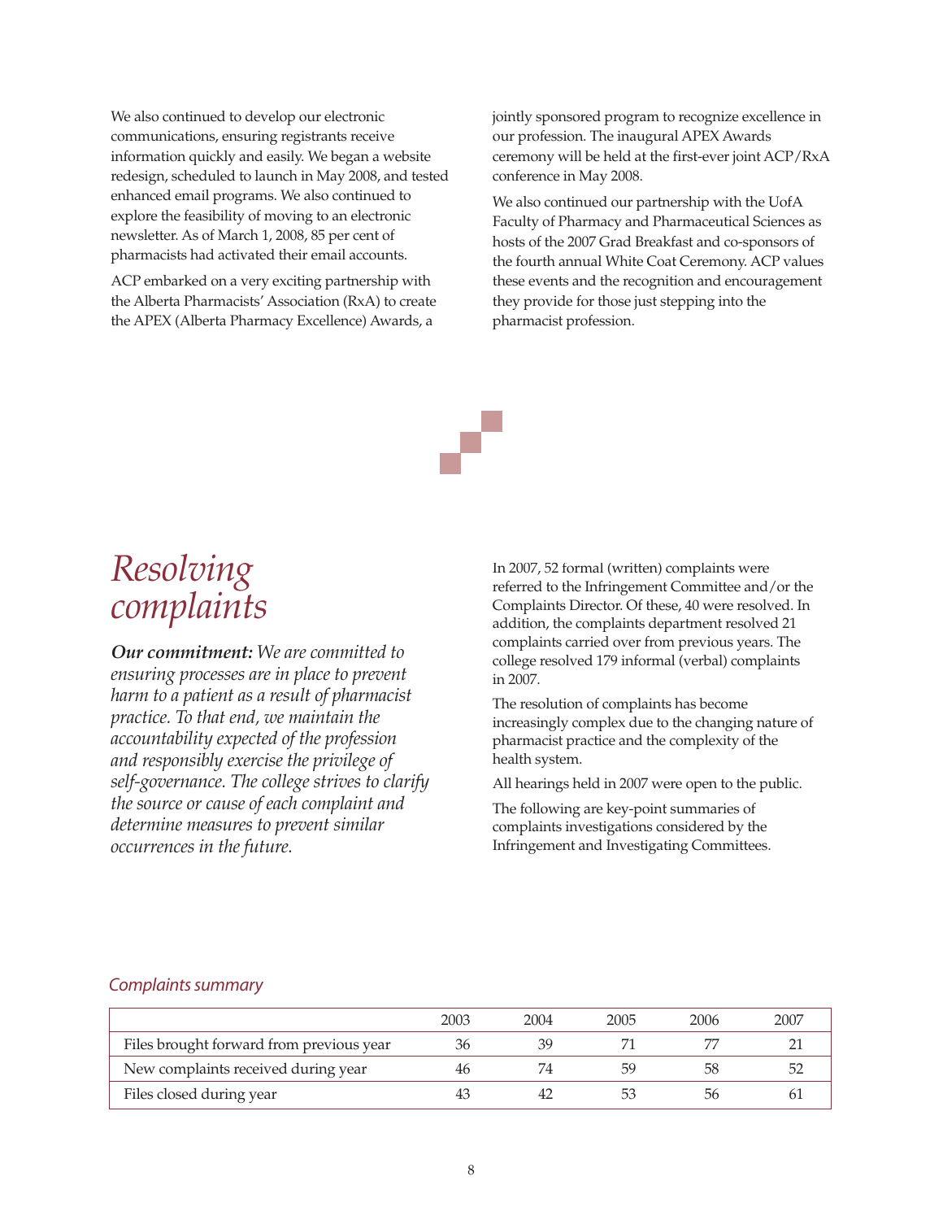We also continued to develop our electronic communications, ensuring registrants receive information quickly and easily. We began a website redesign, scheduled to launch in May 2008, and tested enhanced email programs. We also continued to explore the feasibility of moving to an electronic newsletter. As of March 1, 2008, 85 per cent of pharmacists had activated their email accounts.

ACP embarked on a very exciting partnership with the Alberta Pharmacists' Association (RxA) to create the APEX (Alberta Pharmacy Excellence) Awards, a jointly sponsored program to recognize excellence in our profession. The inaugural APEX Awards ceremony will be held at the first-ever joint ACP/RxA conference in May 2008.

We also continued our partnership with the UofA Faculty of Pharmacy and Pharmaceutical Sciences as hosts of the 2007 Grad Breakfast and co-sponsors of the fourth annual White Coat Ceremony. ACP values these events and the recognition and encouragement they provide for those just stepping into the pharmacist profession.

# *Resolving complaints*

***Our commitment:*** *We are committed to ensuring processes are in place to prevent harm to a patient as a result of pharmacist practice. To that end, we maintain the accountability expected of the profession and responsibly exercise the privilege of self-governance. The college strives to clarify the source or cause of each complaint and determine measures to prevent similar occurrences in the future.*

In 2007, 52 formal (written) complaints were referred to the Infringement Committee and/or the Complaints Director. Of these, 40 were resolved. In addition, the complaints department resolved 21 complaints carried over from previous years. The college resolved 179 informal (verbal) complaints in 2007.

The resolution of complaints has become increasingly complex due to the changing nature of pharmacist practice and the complexity of the health system.

All hearings held in 2007 were open to the public.

The following are key-point summaries of complaints investigations considered by the Infringement and Investigating Committees.

*Complaints summary*

| | 2003 | 2004 | 2005 | 2006 | 2007 |
|---|---|---|---|---|---|
| Files brought forward from previous year | 36 | 39 | 71 | 77 | 21 |
| New complaints received during year | 46 | 74 | 59 | 58 | 52 |
| Files closed during year | 43 | 42 | 53 | 56 | 61 |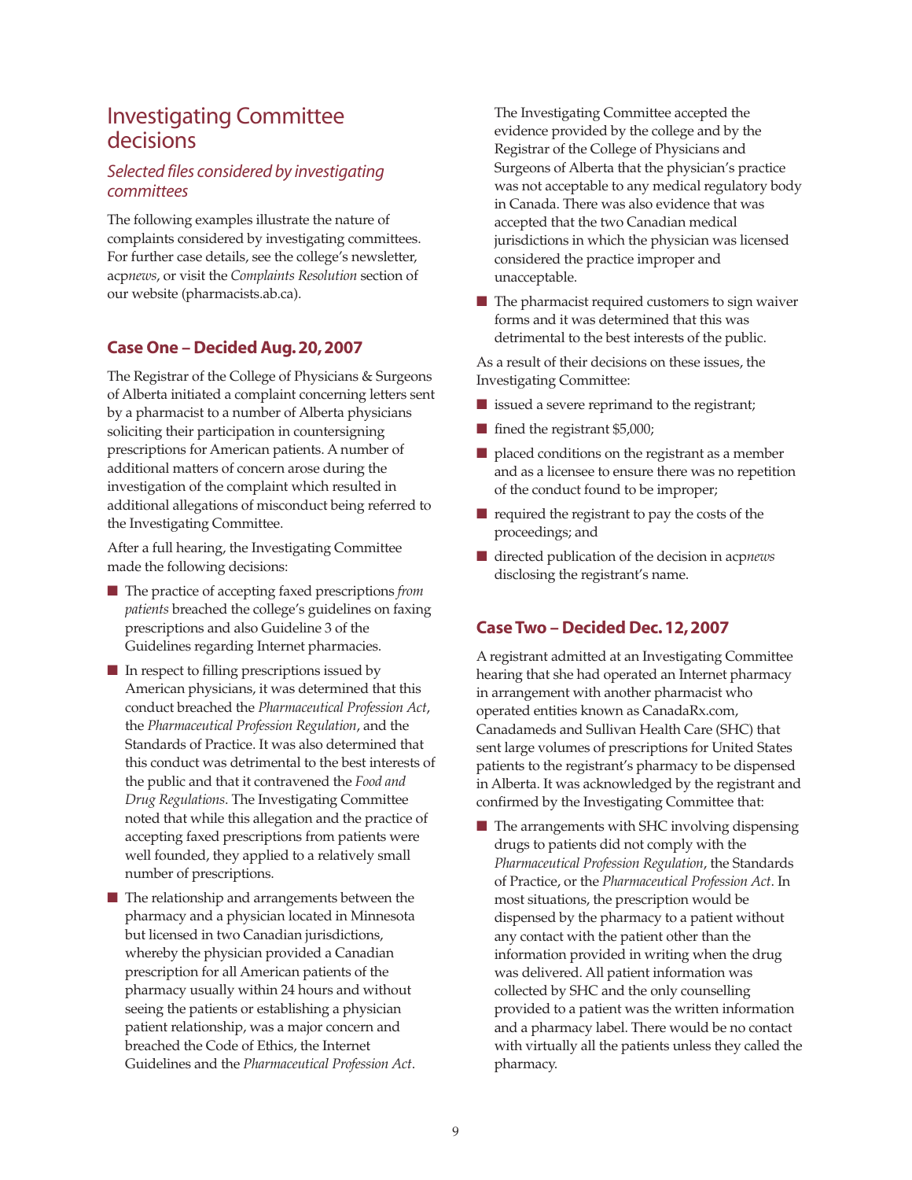# Investigating Committee decisions

## *Selected files considered by investigating committees*

The following examples illustrate the nature of complaints considered by investigating committees. For further case details, see the college's newsletter, acp*news*, or visit the *Complaints Resolution* section of our website (pharmacists.ab.ca).

### Case One – Decided Aug. 20, 2007

The Registrar of the College of Physicians & Surgeons of Alberta initiated a complaint concerning letters sent by a pharmacist to a number of Alberta physicians soliciting their participation in countersigning prescriptions for American patients. A number of additional matters of concern arose during the investigation of the complaint which resulted in additional allegations of misconduct being referred to the Investigating Committee.

After a full hearing, the Investigating Committee made the following decisions:

- The practice of accepting faxed prescriptions *from patients* breached the college's guidelines on faxing prescriptions and also Guideline 3 of the Guidelines regarding Internet pharmacies.
- In respect to filling prescriptions issued by American physicians, it was determined that this conduct breached the *Pharmaceutical Profession Act*, the *Pharmaceutical Profession Regulation*, and the Standards of Practice. It was also determined that this conduct was detrimental to the best interests of the public and that it contravened the *Food and Drug Regulations*. The Investigating Committee noted that while this allegation and the practice of accepting faxed prescriptions from patients were well founded, they applied to a relatively small number of prescriptions.
- The relationship and arrangements between the pharmacy and a physician located in Minnesota but licensed in two Canadian jurisdictions, whereby the physician provided a Canadian prescription for all American patients of the pharmacy usually within 24 hours and without seeing the patients or establishing a physician patient relationship, was a major concern and breached the Code of Ethics, the Internet Guidelines and the *Pharmaceutical Profession Act*.

  The Investigating Committee accepted the evidence provided by the college and by the Registrar of the College of Physicians and Surgeons of Alberta that the physician's practice was not acceptable to any medical regulatory body in Canada. There was also evidence that was accepted that the two Canadian medical jurisdictions in which the physician was licensed considered the practice improper and unacceptable.
- The pharmacist required customers to sign waiver forms and it was determined that this was detrimental to the best interests of the public.

As a result of their decisions on these issues, the Investigating Committee:

- issued a severe reprimand to the registrant;
- fined the registrant $5,000;
- placed conditions on the registrant as a member and as a licensee to ensure there was no repetition of the conduct found to be improper;
- required the registrant to pay the costs of the proceedings; and
- directed publication of the decision in acp*news* disclosing the registrant's name.

### Case Two – Decided Dec. 12, 2007

A registrant admitted at an Investigating Committee hearing that she had operated an Internet pharmacy in arrangement with another pharmacist who operated entities known as CanadaRx.com, Canadameds and Sullivan Health Care (SHC) that sent large volumes of prescriptions for United States patients to the registrant's pharmacy to be dispensed in Alberta. It was acknowledged by the registrant and confirmed by the Investigating Committee that:

- The arrangements with SHC involving dispensing drugs to patients did not comply with the *Pharmaceutical Profession Regulation*, the Standards of Practice, or the *Pharmaceutical Profession Act*. In most situations, the prescription would be dispensed by the pharmacy to a patient without any contact with the patient other than the information provided in writing when the drug was delivered. All patient information was collected by SHC and the only counselling provided to a patient was the written information and a pharmacy label. There would be no contact with virtually all the patients unless they called the pharmacy.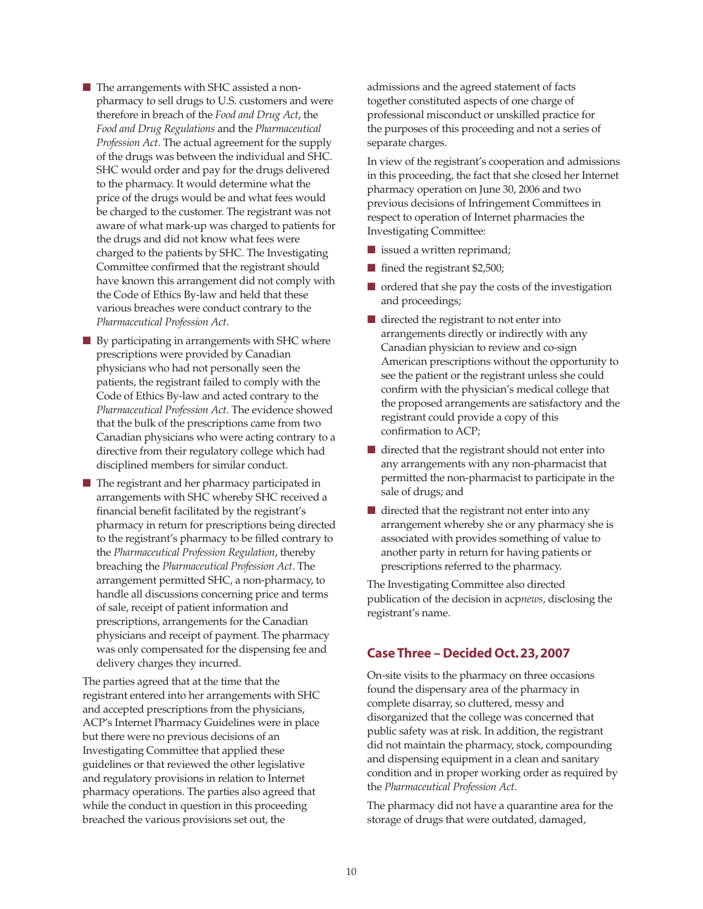- The arrangements with SHC assisted a non-pharmacy to sell drugs to U.S. customers and were therefore in breach of the *Food and Drug Act*, the *Food and Drug Regulations* and the *Pharmaceutical Profession Act*. The actual agreement for the supply of the drugs was between the individual and SHC. SHC would order and pay for the drugs delivered to the pharmacy. It would determine what the price of the drugs would be and what fees would be charged to the customer. The registrant was not aware of what mark-up was charged to patients for the drugs and did not know what fees were charged to the patients by SHC. The Investigating Committee confirmed that the registrant should have known this arrangement did not comply with the Code of Ethics By-law and held that these various breaches were conduct contrary to the *Pharmaceutical Profession Act*.
- By participating in arrangements with SHC where prescriptions were provided by Canadian physicians who had not personally seen the patients, the registrant failed to comply with the Code of Ethics By-law and acted contrary to the *Pharmaceutical Profession Act*. The evidence showed that the bulk of the prescriptions came from two Canadian physicians who were acting contrary to a directive from their regulatory college which had disciplined members for similar conduct.
- The registrant and her pharmacy participated in arrangements with SHC whereby SHC received a financial benefit facilitated by the registrant's pharmacy in return for prescriptions being directed to the registrant's pharmacy to be filled contrary to the *Pharmaceutical Profession Regulation*, thereby breaching the *Pharmaceutical Profession Act*. The arrangement permitted SHC, a non-pharmacy, to handle all discussions concerning price and terms of sale, receipt of patient information and prescriptions, arrangements for the Canadian physicians and receipt of payment. The pharmacy was only compensated for the dispensing fee and delivery charges they incurred.

The parties agreed that at the time that the registrant entered into her arrangements with SHC and accepted prescriptions from the physicians, ACP's Internet Pharmacy Guidelines were in place but there were no previous decisions of an Investigating Committee that applied these guidelines or that reviewed the other legislative and regulatory provisions in relation to Internet pharmacy operations. The parties also agreed that while the conduct in question in this proceeding breached the various provisions set out, the admissions and the agreed statement of facts together constituted aspects of one charge of professional misconduct or unskilled practice for the purposes of this proceeding and not a series of separate charges.

In view of the registrant's cooperation and admissions in this proceeding, the fact that she closed her Internet pharmacy operation on June 30, 2006 and two previous decisions of Infringement Committees in respect to operation of Internet pharmacies the Investigating Committee:

- issued a written reprimand;
- fined the registrant $2,500;
- ordered that she pay the costs of the investigation and proceedings;
- directed the registrant to not enter into arrangements directly or indirectly with any Canadian physician to review and co-sign American prescriptions without the opportunity to see the patient or the registrant unless she could confirm with the physician's medical college that the proposed arrangements are satisfactory and the registrant could provide a copy of this confirmation to ACP;
- directed that the registrant should not enter into any arrangements with any non-pharmacist that permitted the non-pharmacist to participate in the sale of drugs; and
- directed that the registrant not enter into any arrangement whereby she or any pharmacy she is associated with provides something of value to another party in return for having patients or prescriptions referred to the pharmacy.

The Investigating Committee also directed publication of the decision in acp*news*, disclosing the registrant's name.

## Case Three – Decided Oct. 23, 2007

On-site visits to the pharmacy on three occasions found the dispensary area of the pharmacy in complete disarray, so cluttered, messy and disorganized that the college was concerned that public safety was at risk. In addition, the registrant did not maintain the pharmacy, stock, compounding and dispensing equipment in a clean and sanitary condition and in proper working order as required by the *Pharmaceutical Profession Act*.

The pharmacy did not have a quarantine area for the storage of drugs that were outdated, damaged,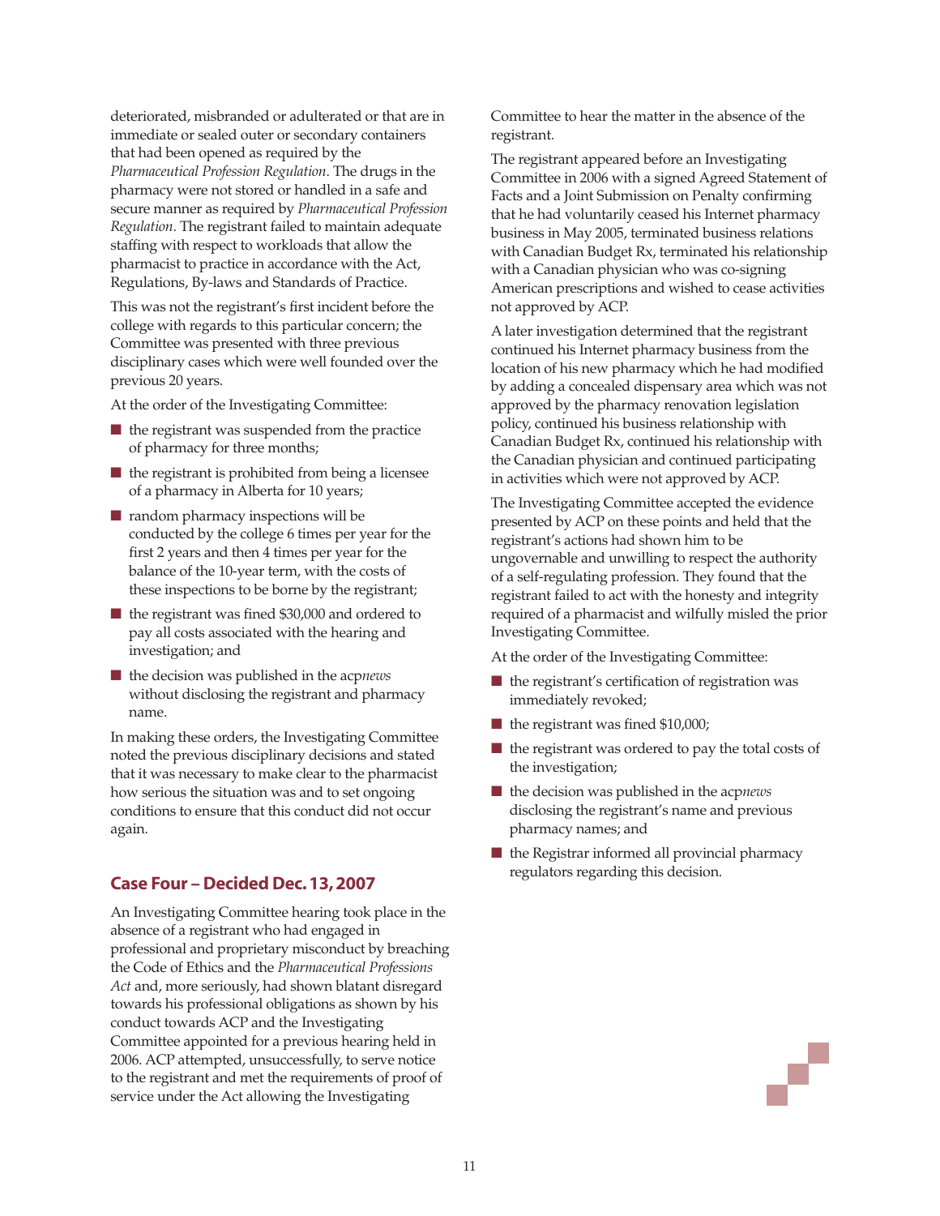deteriorated, misbranded or adulterated or that are in immediate or sealed outer or secondary containers that had been opened as required by the *Pharmaceutical Profession Regulation*. The drugs in the pharmacy were not stored or handled in a safe and secure manner as required by *Pharmaceutical Profession Regulation*. The registrant failed to maintain adequate staffing with respect to workloads that allow the pharmacist to practice in accordance with the Act, Regulations, By-laws and Standards of Practice.

This was not the registrant's first incident before the college with regards to this particular concern; the Committee was presented with three previous disciplinary cases which were well founded over the previous 20 years.

At the order of the Investigating Committee:

- the registrant was suspended from the practice of pharmacy for three months;
- the registrant is prohibited from being a licensee of a pharmacy in Alberta for 10 years;
- random pharmacy inspections will be conducted by the college 6 times per year for the first 2 years and then 4 times per year for the balance of the 10-year term, with the costs of these inspections to be borne by the registrant;
- the registrant was fined $30,000 and ordered to pay all costs associated with the hearing and investigation; and
- the decision was published in the acp*news* without disclosing the registrant and pharmacy name.

In making these orders, the Investigating Committee noted the previous disciplinary decisions and stated that it was necessary to make clear to the pharmacist how serious the situation was and to set ongoing conditions to ensure that this conduct did not occur again.

## Case Four – Decided Dec. 13, 2007

An Investigating Committee hearing took place in the absence of a registrant who had engaged in professional and proprietary misconduct by breaching the Code of Ethics and the *Pharmaceutical Professions Act* and, more seriously, had shown blatant disregard towards his professional obligations as shown by his conduct towards ACP and the Investigating Committee appointed for a previous hearing held in 2006. ACP attempted, unsuccessfully, to serve notice to the registrant and met the requirements of proof of service under the Act allowing the Investigating Committee to hear the matter in the absence of the registrant.

The registrant appeared before an Investigating Committee in 2006 with a signed Agreed Statement of Facts and a Joint Submission on Penalty confirming that he had voluntarily ceased his Internet pharmacy business in May 2005, terminated business relations with Canadian Budget Rx, terminated his relationship with a Canadian physician who was co-signing American prescriptions and wished to cease activities not approved by ACP.

A later investigation determined that the registrant continued his Internet pharmacy business from the location of his new pharmacy which he had modified by adding a concealed dispensary area which was not approved by the pharmacy renovation legislation policy, continued his business relationship with Canadian Budget Rx, continued his relationship with the Canadian physician and continued participating in activities which were not approved by ACP.

The Investigating Committee accepted the evidence presented by ACP on these points and held that the registrant's actions had shown him to be ungovernable and unwilling to respect the authority of a self-regulating profession. They found that the registrant failed to act with the honesty and integrity required of a pharmacist and wilfully misled the prior Investigating Committee.

At the order of the Investigating Committee:

- the registrant's certification of registration was immediately revoked;
- the registrant was fined $10,000;
- the registrant was ordered to pay the total costs of the investigation;
- the decision was published in the acp*news* disclosing the registrant's name and previous pharmacy names; and
- the Registrar informed all provincial pharmacy regulators regarding this decision.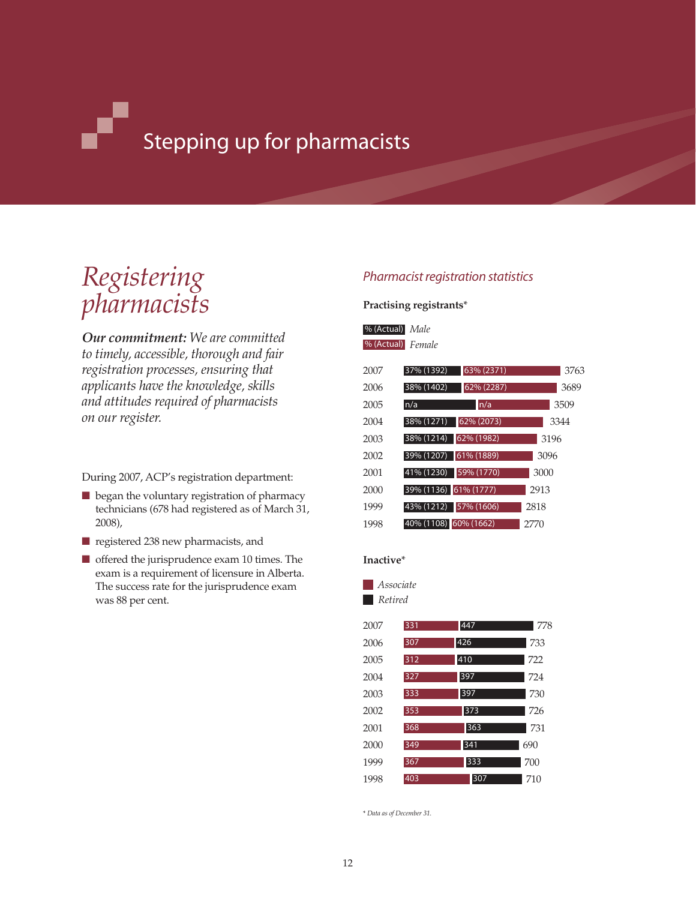# Stepping up for pharmacists

## *Registering pharmacists*

***Our commitment:*** *We are committed to timely, accessible, thorough and fair registration processes, ensuring that applicants have the knowledge, skills and attitudes required of pharmacists on our register.*

During 2007, ACP's registration department:

- began the voluntary registration of pharmacy technicians (678 had registered as of March 31, 2008),
- registered 238 new pharmacists, and
- offered the jurisprudence exam 10 times. The exam is a requirement of licensure in Alberta. The success rate for the jurisprudence exam was 88 per cent.

### *Pharmacist registration statistics*

**Practising registrants***

| Year | Male % (Actual) | Female % (Actual) | Total |
|---|---|---|---|
| 2007 | 37% (1392) | 63% (2371) | 3763 |
| 2006 | 38% (1402) | 62% (2287) | 3689 |
| 2005 | n/a | n/a | 3509 |
| 2004 | 38% (1271) | 62% (2073) | 3344 |
| 2003 | 38% (1214) | 62% (1982) | 3196 |
| 2002 | 39% (1207) | 61% (1889) | 3096 |
| 2001 | 41% (1230) | 59% (1770) | 3000 |
| 2000 | 39% (1136) | 61% (1777) | 2913 |
| 1999 | 43% (1212) | 57% (1606) | 2818 |
| 1998 | 40% (1108) | 60% (1662) | 2770 |

**Inactive***

| Year | Associate | Retired | Total |
|---|---|---|---|
| 2007 | 331 | 447 | 778 |
| 2006 | 307 | 426 | 733 |
| 2005 | 312 | 410 | 722 |
| 2004 | 327 | 397 | 724 |
| 2003 | 333 | 397 | 730 |
| 2002 | 353 | 373 | 726 |
| 2001 | 368 | 363 | 731 |
| 2000 | 349 | 341 | 690 |
| 1999 | 367 | 333 | 700 |
| 1998 | 403 | 307 | 710 |

\* *Data as of December 31.*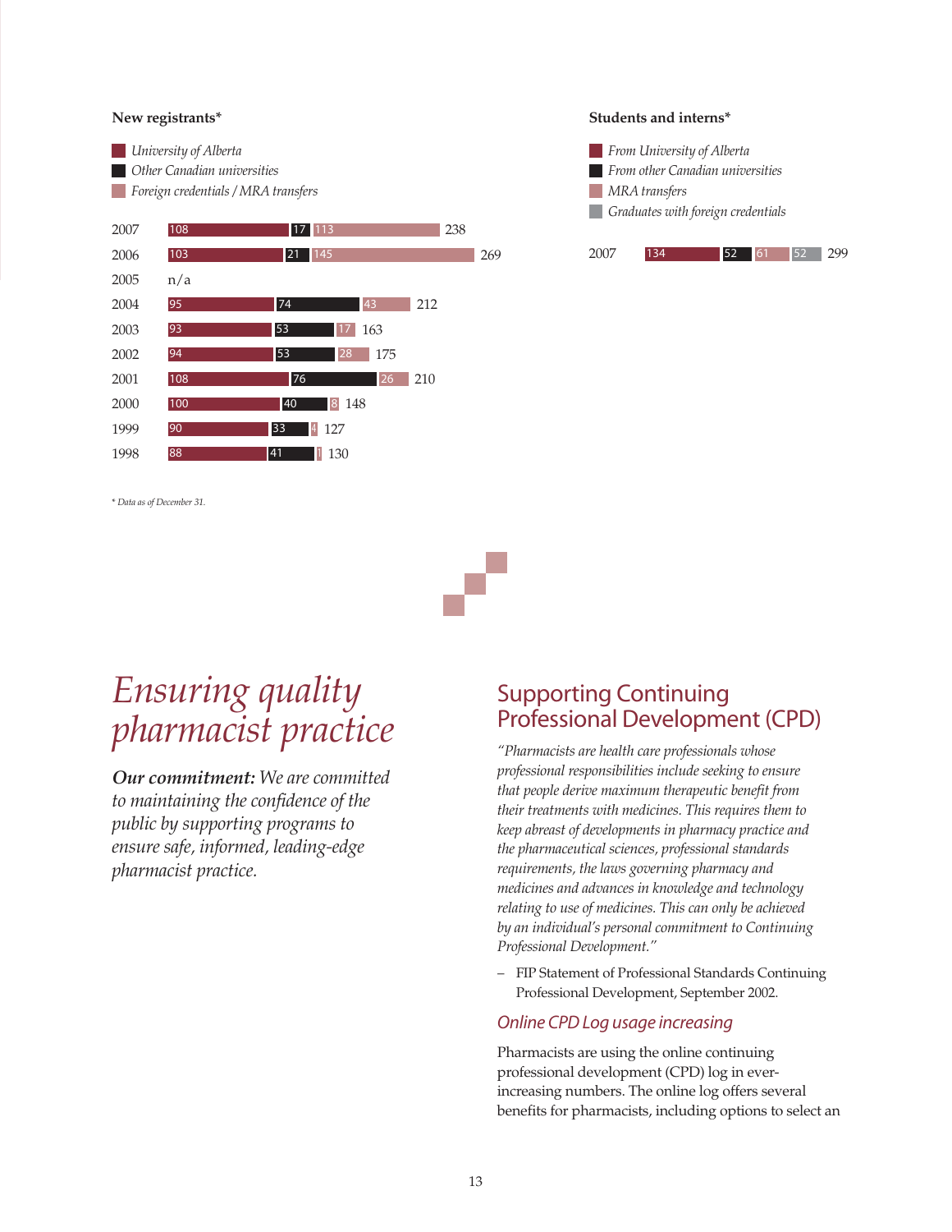**New registrants***

| Year | University of Alberta | Other Canadian universities | Foreign credentials / MRA transfers | Total |
|---|---|---|---|---|
| 2007 | 108 | 17 | 113 | 238 |
| 2006 | 103 | 21 | 145 | 269 |
| 2005 | n/a | | | |
| 2004 | 95 | 74 | 43 | 212 |
| 2003 | 93 | 53 | 17 | 163 |
| 2002 | 94 | 53 | 28 | 175 |
| 2001 | 108 | 76 | 26 | 210 |
| 2000 | 100 | 40 | 8 | 148 |
| 1999 | 90 | 33 | 4 | 127 |
| 1998 | 88 | 41 | 1 | 130 |

**Students and interns***

| Year | From University of Alberta | From other Canadian universities | MRA transfers | Graduates with foreign credentials | Total |
|---|---|---|---|---|---|
| 2007 | 134 | 52 | 61 | 52 | 299 |

*\* Data as of December 31.*

# *Ensuring quality pharmacist practice*

***Our commitment:*** *We are committed to maintaining the confidence of the public by supporting programs to ensure safe, informed, leading-edge pharmacist practice.*

## Supporting Continuing Professional Development (CPD)

*"Pharmacists are health care professionals whose professional responsibilities include seeking to ensure that people derive maximum therapeutic benefit from their treatments with medicines. This requires them to keep abreast of developments in pharmacy practice and the pharmaceutical sciences, professional standards requirements, the laws governing pharmacy and medicines and advances in knowledge and technology relating to use of medicines. This can only be achieved by an individual's personal commitment to Continuing Professional Development."*

– FIP Statement of Professional Standards Continuing Professional Development, September 2002.

### *Online CPD Log usage increasing*

Pharmacists are using the online continuing professional development (CPD) log in ever-increasing numbers. The online log offers several benefits for pharmacists, including options to select an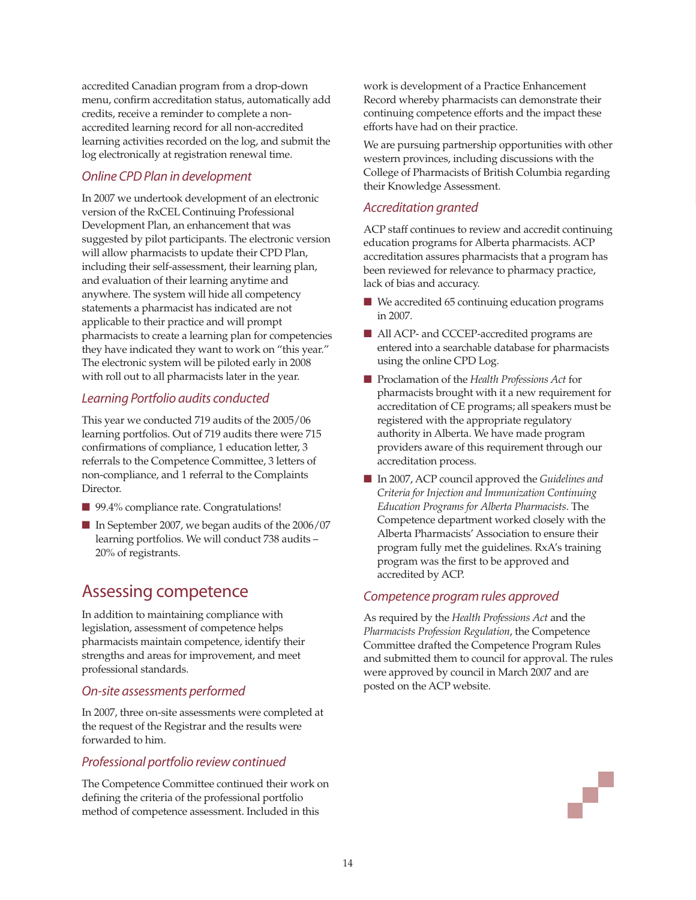accredited Canadian program from a drop-down menu, confirm accreditation status, automatically add credits, receive a reminder to complete a non-accredited learning record for all non-accredited learning activities recorded on the log, and submit the log electronically at registration renewal time.

### *Online CPD Plan in development*

In 2007 we undertook development of an electronic version of the RxCEL Continuing Professional Development Plan, an enhancement that was suggested by pilot participants. The electronic version will allow pharmacists to update their CPD Plan, including their self-assessment, their learning plan, and evaluation of their learning anytime and anywhere. The system will hide all competency statements a pharmacist has indicated are not applicable to their practice and will prompt pharmacists to create a learning plan for competencies they have indicated they want to work on "this year." The electronic system will be piloted early in 2008 with roll out to all pharmacists later in the year.

### *Learning Portfolio audits conducted*

This year we conducted 719 audits of the 2005/06 learning portfolios. Out of 719 audits there were 715 confirmations of compliance, 1 education letter, 3 referrals to the Competence Committee, 3 letters of non-compliance, and 1 referral to the Complaints Director.

- 99.4% compliance rate. Congratulations!
- In September 2007, we began audits of the 2006/07 learning portfolios. We will conduct 738 audits – 20% of registrants.

## Assessing competence

In addition to maintaining compliance with legislation, assessment of competence helps pharmacists maintain competence, identify their strengths and areas for improvement, and meet professional standards.

### *On-site assessments performed*

In 2007, three on-site assessments were completed at the request of the Registrar and the results were forwarded to him.

### *Professional portfolio review continued*

The Competence Committee continued their work on defining the criteria of the professional portfolio method of competence assessment. Included in this work is development of a Practice Enhancement Record whereby pharmacists can demonstrate their continuing competence efforts and the impact these efforts have had on their practice.

We are pursuing partnership opportunities with other western provinces, including discussions with the College of Pharmacists of British Columbia regarding their Knowledge Assessment.

### *Accreditation granted*

ACP staff continues to review and accredit continuing education programs for Alberta pharmacists. ACP accreditation assures pharmacists that a program has been reviewed for relevance to pharmacy practice, lack of bias and accuracy.

- We accredited 65 continuing education programs in 2007.
- All ACP- and CCCEP-accredited programs are entered into a searchable database for pharmacists using the online CPD Log.
- Proclamation of the *Health Professions Act* for pharmacists brought with it a new requirement for accreditation of CE programs; all speakers must be registered with the appropriate regulatory authority in Alberta. We have made program providers aware of this requirement through our accreditation process.
- In 2007, ACP council approved the *Guidelines and Criteria for Injection and Immunization Continuing Education Programs for Alberta Pharmacists*. The Competence department worked closely with the Alberta Pharmacists' Association to ensure their program fully met the guidelines. RxA's training program was the first to be approved and accredited by ACP.

### *Competence program rules approved*

As required by the *Health Professions Act* and the *Pharmacists Profession Regulation*, the Competence Committee drafted the Competence Program Rules and submitted them to council for approval. The rules were approved by council in March 2007 and are posted on the ACP website.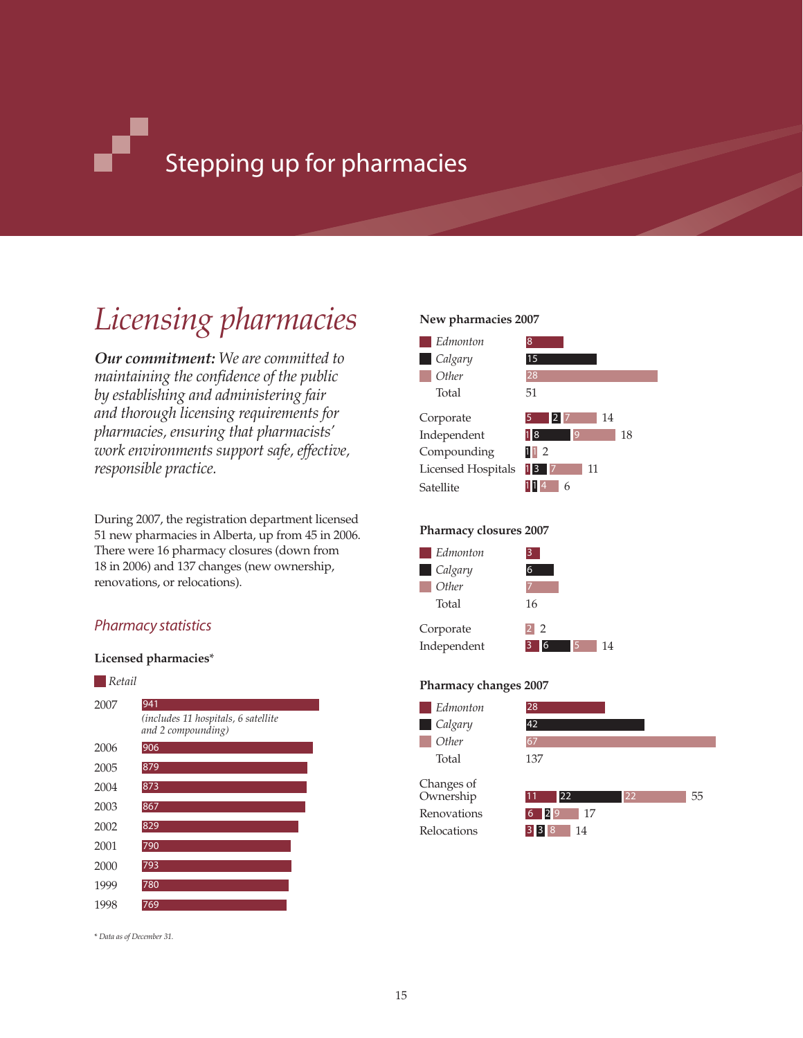# Stepping up for pharmacies

## Licensing pharmacies

***Our commitment:*** *We are committed to maintaining the confidence of the public by establishing and administering fair and thorough licensing requirements for pharmacies, ensuring that pharmacists' work environments support safe, effective, responsible practice.*

During 2007, the registration department licensed 51 new pharmacies in Alberta, up from 45 in 2006. There were 16 pharmacy closures (down from 18 in 2006) and 137 changes (new ownership, renovations, or relocations).

### Pharmacy statistics

**Licensed pharmacies***

*Retail*

| Year | Retail |
|---|---|
| 2007 | 941 *(includes 11 hospitals, 6 satellite and 2 compounding)* |
| 2006 | 906 |
| 2005 | 879 |
| 2004 | 873 |
| 2003 | 867 |
| 2002 | 829 |
| 2001 | 790 |
| 2000 | 793 |
| 1999 | 780 |
| 1998 | 769 |

\* *Data as of December 31.*

**New pharmacies 2007**

| | Edmonton | Calgary | Other | Total |
|---|---|---|---|---|
| All | 8 | 15 | 28 | 51 |
| Corporate | 5 | 2 | 7 | 14 |
| Independent | 1 | 8 | 9 | 18 |
| Compounding | 1 | 1 | | 2 |
| Licensed Hospitals | 1 | 3 | 7 | 11 |
| Satellite | 1 | 1 | 4 | 6 |

**Pharmacy closures 2007**

| | Edmonton | Calgary | Other | Total |
|---|---|---|---|---|
| All | 3 | 6 | 7 | 16 |
| Corporate | | | 2 | 2 |
| Independent | 3 | 6 | 5 | 14 |

**Pharmacy changes 2007**

| | Edmonton | Calgary | Other | Total |
|---|---|---|---|---|
| All | 28 | 42 | 67 | 137 |
| Changes of Ownership | 11 | 22 | 22 | 55 |
| Renovations | 6 | 2 | 9 | 17 |
| Relocations | 3 | 3 | 8 | 14 |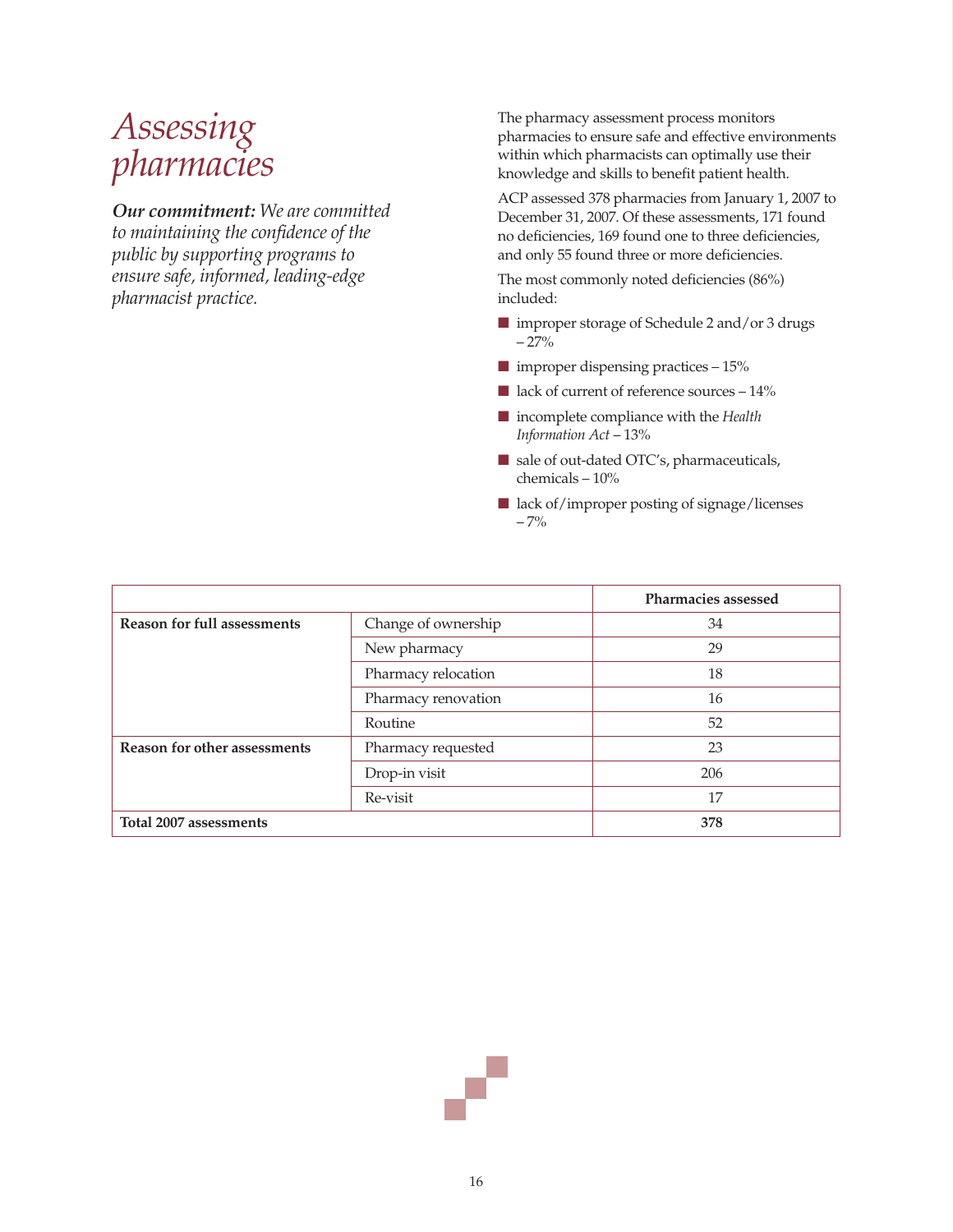# *Assessing pharmacies*

***Our commitment:*** *We are committed to maintaining the confidence of the public by supporting programs to ensure safe, informed, leading-edge pharmacist practice.*

The pharmacy assessment process monitors pharmacies to ensure safe and effective environments within which pharmacists can optimally use their knowledge and skills to benefit patient health.

ACP assessed 378 pharmacies from January 1, 2007 to December 31, 2007. Of these assessments, 171 found no deficiencies, 169 found one to three deficiencies, and only 55 found three or more deficiencies.

The most commonly noted deficiencies (86%) included:

- improper storage of Schedule 2 and/or 3 drugs – 27%
- improper dispensing practices – 15%
- lack of current of reference sources – 14%
- incomplete compliance with the *Health Information Act* – 13%
- sale of out-dated OTC's, pharmaceuticals, chemicals – 10%
- lack of/improper posting of signage/licenses – 7%

| | | **Pharmacies assessed** |
|---|---|---|
| **Reason for full assessments** | Change of ownership | 34 |
| | New pharmacy | 29 |
| | Pharmacy relocation | 18 |
| | Pharmacy renovation | 16 |
| | Routine | 52 |
| **Reason for other assessments** | Pharmacy requested | 23 |
| | Drop-in visit | 206 |
| | Re-visit | 17 |
| **Total 2007 assessments** | | **378** |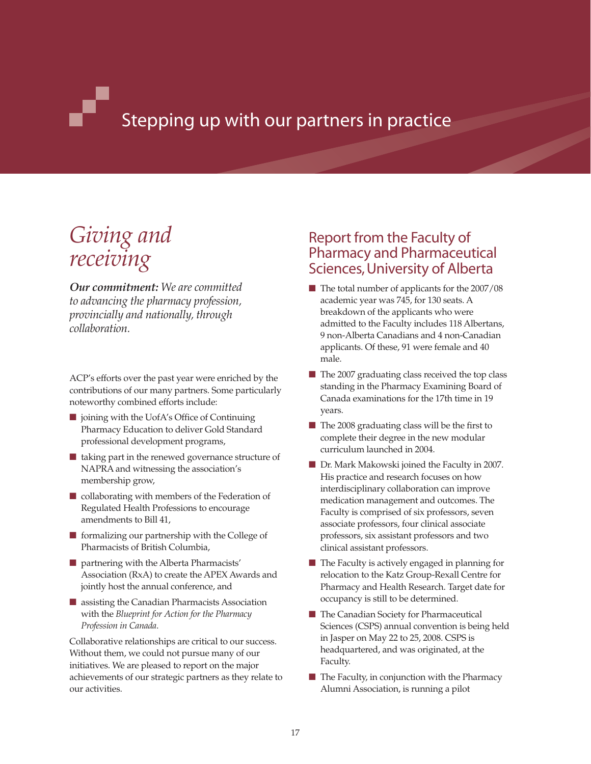# Stepping up with our partners in practice

## *Giving and receiving*

***Our commitment:** We are committed to advancing the pharmacy profession, provincially and nationally, through collaboration.*

ACP's efforts over the past year were enriched by the contributions of our many partners. Some particularly noteworthy combined efforts include:

- joining with the UofA's Office of Continuing Pharmacy Education to deliver Gold Standard professional development programs,
- taking part in the renewed governance structure of NAPRA and witnessing the association's membership grow,
- collaborating with members of the Federation of Regulated Health Professions to encourage amendments to Bill 41,
- formalizing our partnership with the College of Pharmacists of British Columbia,
- partnering with the Alberta Pharmacists' Association (RxA) to create the APEX Awards and jointly host the annual conference, and
- assisting the Canadian Pharmacists Association with the *Blueprint for Action for the Pharmacy Profession in Canada*.

Collaborative relationships are critical to our success. Without them, we could not pursue many of our initiatives. We are pleased to report on the major achievements of our strategic partners as they relate to our activities.

## Report from the Faculty of Pharmacy and Pharmaceutical Sciences, University of Alberta

- The total number of applicants for the 2007/08 academic year was 745, for 130 seats. A breakdown of the applicants who were admitted to the Faculty includes 118 Albertans, 9 non-Alberta Canadians and 4 non-Canadian applicants. Of these, 91 were female and 40 male.
- The 2007 graduating class received the top class standing in the Pharmacy Examining Board of Canada examinations for the 17th time in 19 years.
- The 2008 graduating class will be the first to complete their degree in the new modular curriculum launched in 2004.
- Dr. Mark Makowski joined the Faculty in 2007. His practice and research focuses on how interdisciplinary collaboration can improve medication management and outcomes. The Faculty is comprised of six professors, seven associate professors, four clinical associate professors, six assistant professors and two clinical assistant professors.
- The Faculty is actively engaged in planning for relocation to the Katz Group-Rexall Centre for Pharmacy and Health Research. Target date for occupancy is still to be determined.
- The Canadian Society for Pharmaceutical Sciences (CSPS) annual convention is being held in Jasper on May 22 to 25, 2008. CSPS is headquartered, and was originated, at the Faculty.
- The Faculty, in conjunction with the Pharmacy Alumni Association, is running a pilot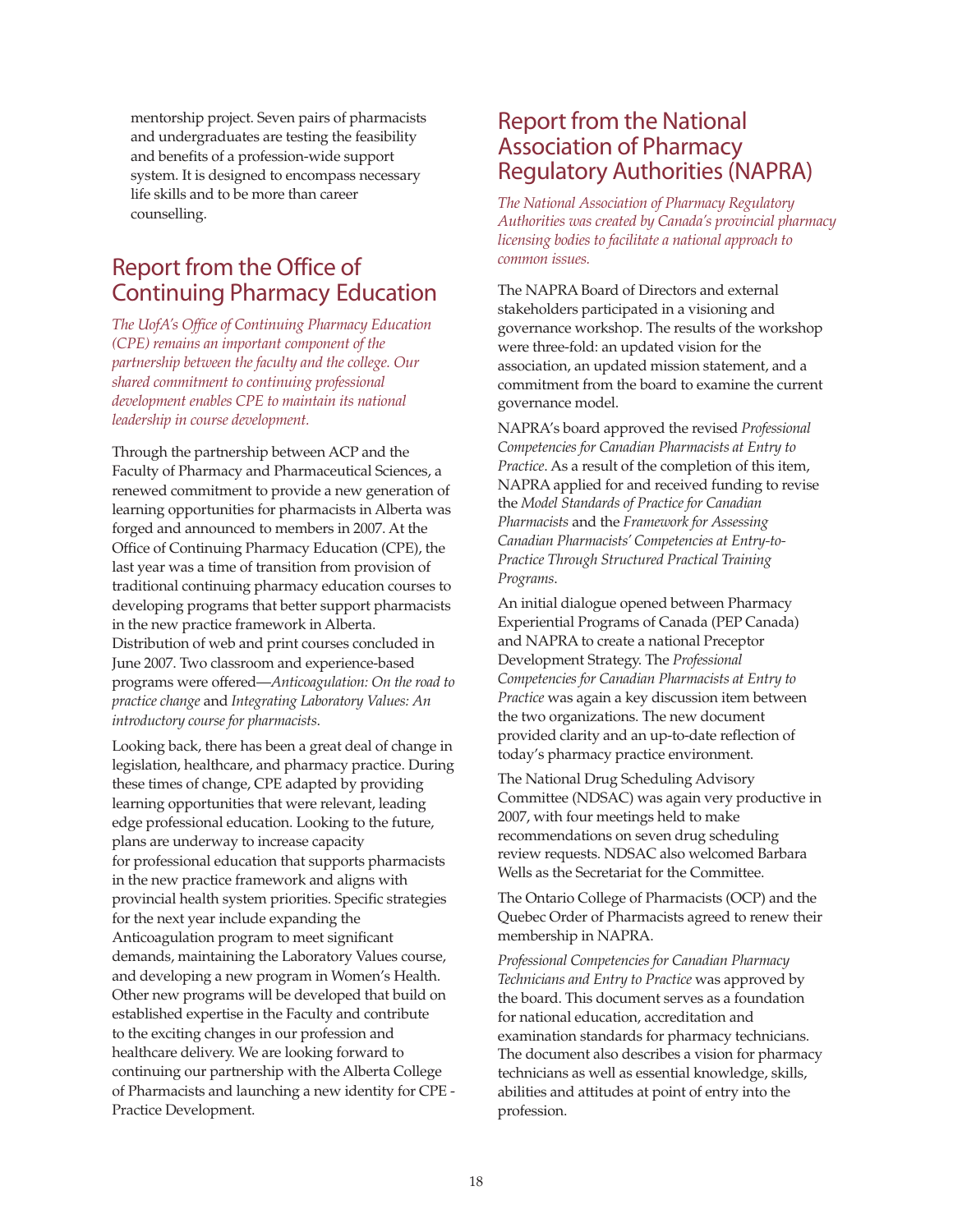mentorship project. Seven pairs of pharmacists and undergraduates are testing the feasibility and benefits of a profession-wide support system. It is designed to encompass necessary life skills and to be more than career counselling.

## Report from the Office of Continuing Pharmacy Education

*The UofA's Office of Continuing Pharmacy Education (CPE) remains an important component of the partnership between the faculty and the college. Our shared commitment to continuing professional development enables CPE to maintain its national leadership in course development.*

Through the partnership between ACP and the Faculty of Pharmacy and Pharmaceutical Sciences, a renewed commitment to provide a new generation of learning opportunities for pharmacists in Alberta was forged and announced to members in 2007. At the Office of Continuing Pharmacy Education (CPE), the last year was a time of transition from provision of traditional continuing pharmacy education courses to developing programs that better support pharmacists in the new practice framework in Alberta. Distribution of web and print courses concluded in June 2007. Two classroom and experience-based programs were offered—*Anticoagulation: On the road to practice change* and *Integrating Laboratory Values: An introductory course for pharmacists*.

Looking back, there has been a great deal of change in legislation, healthcare, and pharmacy practice. During these times of change, CPE adapted by providing learning opportunities that were relevant, leading edge professional education. Looking to the future, plans are underway to increase capacity for professional education that supports pharmacists in the new practice framework and aligns with provincial health system priorities. Specific strategies for the next year include expanding the Anticoagulation program to meet significant demands, maintaining the Laboratory Values course, and developing a new program in Women's Health. Other new programs will be developed that build on established expertise in the Faculty and contribute to the exciting changes in our profession and healthcare delivery. We are looking forward to continuing our partnership with the Alberta College of Pharmacists and launching a new identity for CPE - Practice Development.

## Report from the National Association of Pharmacy Regulatory Authorities (NAPRA)

*The National Association of Pharmacy Regulatory Authorities was created by Canada's provincial pharmacy licensing bodies to facilitate a national approach to common issues.*

The NAPRA Board of Directors and external stakeholders participated in a visioning and governance workshop. The results of the workshop were three-fold: an updated vision for the association, an updated mission statement, and a commitment from the board to examine the current governance model.

NAPRA's board approved the revised *Professional Competencies for Canadian Pharmacists at Entry to Practice*. As a result of the completion of this item, NAPRA applied for and received funding to revise the *Model Standards of Practice for Canadian Pharmacists* and the *Framework for Assessing Canadian Pharmacists' Competencies at Entry-to-Practice Through Structured Practical Training Programs*.

An initial dialogue opened between Pharmacy Experiential Programs of Canada (PEP Canada) and NAPRA to create a national Preceptor Development Strategy. The *Professional Competencies for Canadian Pharmacists at Entry to Practice* was again a key discussion item between the two organizations. The new document provided clarity and an up-to-date reflection of today's pharmacy practice environment.

The National Drug Scheduling Advisory Committee (NDSAC) was again very productive in 2007, with four meetings held to make recommendations on seven drug scheduling review requests. NDSAC also welcomed Barbara Wells as the Secretariat for the Committee.

The Ontario College of Pharmacists (OCP) and the Quebec Order of Pharmacists agreed to renew their membership in NAPRA.

*Professional Competencies for Canadian Pharmacy Technicians and Entry to Practice* was approved by the board. This document serves as a foundation for national education, accreditation and examination standards for pharmacy technicians. The document also describes a vision for pharmacy technicians as well as essential knowledge, skills, abilities and attitudes at point of entry into the profession.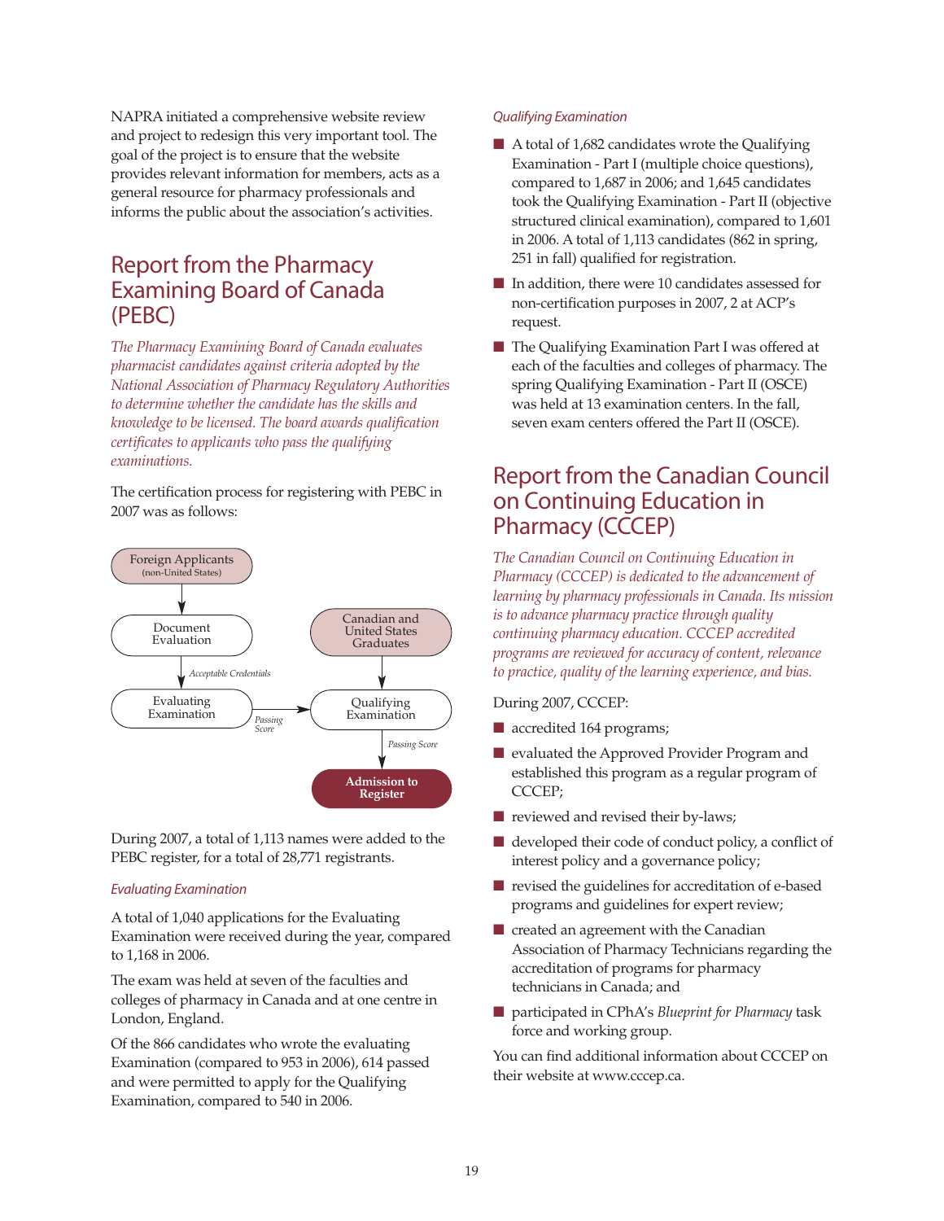NAPRA initiated a comprehensive website review and project to redesign this very important tool. The goal of the project is to ensure that the website provides relevant information for members, acts as a general resource for pharmacy professionals and informs the public about the association's activities.

## Report from the Pharmacy Examining Board of Canada (PEBC)

*The Pharmacy Examining Board of Canada evaluates pharmacist candidates against criteria adopted by the National Association of Pharmacy Regulatory Authorities to determine whether the candidate has the skills and knowledge to be licensed. The board awards qualification certificates to applicants who pass the qualifying examinations.*

The certification process for registering with PEBC in 2007 was as follows:

Foreign Applicants (non-United States) → Document Evaluation → *Acceptable Credentials* → Evaluating Examination → *Passing Score* → Qualifying Examination

Canadian and United States Graduates → Qualifying Examination → *Passing Score* → **Admission to Register**

During 2007, a total of 1,113 names were added to the PEBC register, for a total of 28,771 registrants.

### Evaluating Examination

A total of 1,040 applications for the Evaluating Examination were received during the year, compared to 1,168 in 2006.

The exam was held at seven of the faculties and colleges of pharmacy in Canada and at one centre in London, England.

Of the 866 candidates who wrote the evaluating Examination (compared to 953 in 2006), 614 passed and were permitted to apply for the Qualifying Examination, compared to 540 in 2006.

### Qualifying Examination

- A total of 1,682 candidates wrote the Qualifying Examination - Part I (multiple choice questions), compared to 1,687 in 2006; and 1,645 candidates took the Qualifying Examination - Part II (objective structured clinical examination), compared to 1,601 in 2006. A total of 1,113 candidates (862 in spring, 251 in fall) qualified for registration.
- In addition, there were 10 candidates assessed for non-certification purposes in 2007, 2 at ACP's request.
- The Qualifying Examination Part I was offered at each of the faculties and colleges of pharmacy. The spring Qualifying Examination - Part II (OSCE) was held at 13 examination centers. In the fall, seven exam centers offered the Part II (OSCE).

## Report from the Canadian Council on Continuing Education in Pharmacy (CCCEP)

*The Canadian Council on Continuing Education in Pharmacy (CCCEP) is dedicated to the advancement of learning by pharmacy professionals in Canada. Its mission is to advance pharmacy practice through quality continuing pharmacy education. CCCEP accredited programs are reviewed for accuracy of content, relevance to practice, quality of the learning experience, and bias.*

During 2007, CCCEP:

- accredited 164 programs;
- evaluated the Approved Provider Program and established this program as a regular program of CCCEP;
- reviewed and revised their by-laws;
- developed their code of conduct policy, a conflict of interest policy and a governance policy;
- revised the guidelines for accreditation of e-based programs and guidelines for expert review;
- created an agreement with the Canadian Association of Pharmacy Technicians regarding the accreditation of programs for pharmacy technicians in Canada; and
- participated in CPhA's *Blueprint for Pharmacy* task force and working group.

You can find additional information about CCCEP on their website at www.cccep.ca.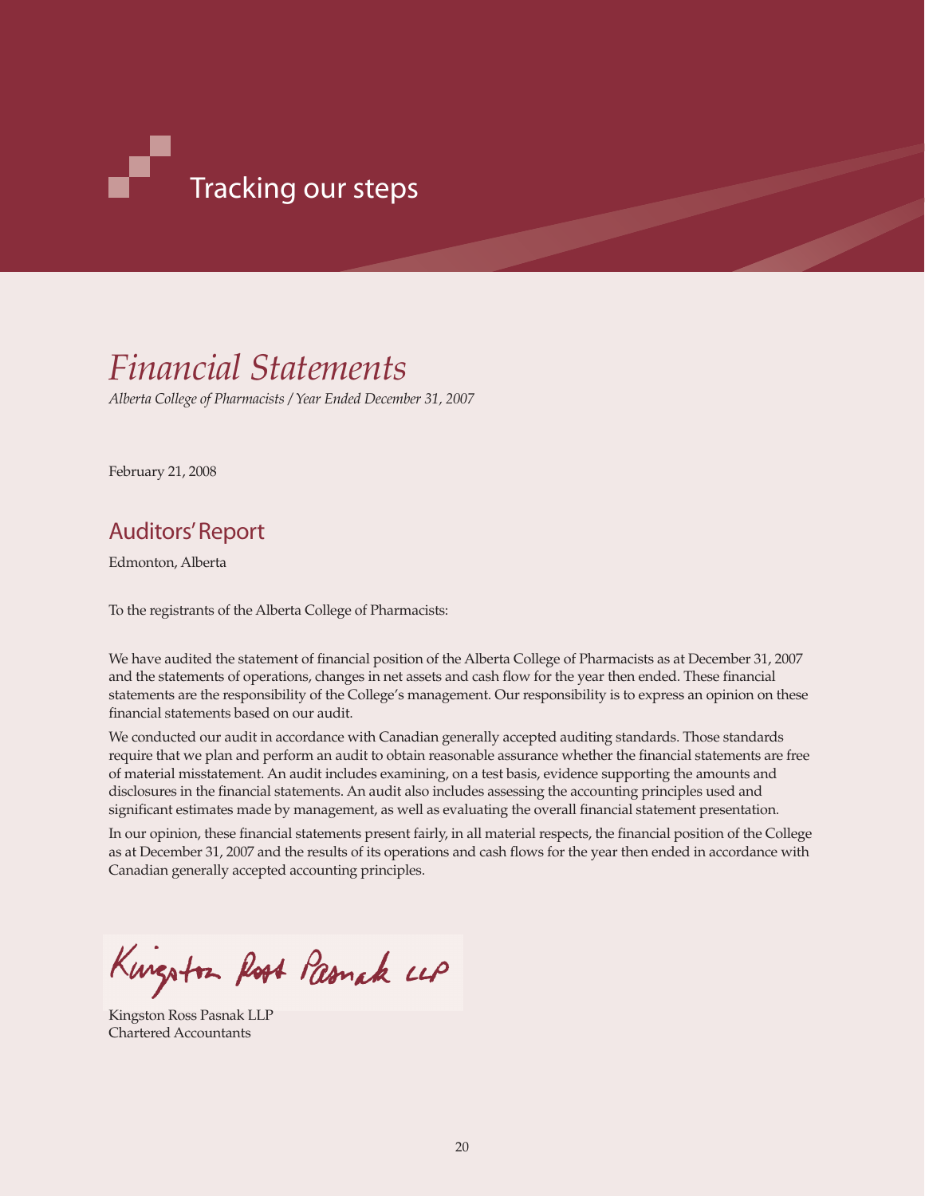# Tracking our steps

## *Financial Statements*

*Alberta College of Pharmacists / Year Ended December 31, 2007*

February 21, 2008

## Auditors' Report

Edmonton, Alberta

To the registrants of the Alberta College of Pharmacists:

We have audited the statement of financial position of the Alberta College of Pharmacists as at December 31, 2007 and the statements of operations, changes in net assets and cash flow for the year then ended. These financial statements are the responsibility of the College's management. Our responsibility is to express an opinion on these financial statements based on our audit.

We conducted our audit in accordance with Canadian generally accepted auditing standards. Those standards require that we plan and perform an audit to obtain reasonable assurance whether the financial statements are free of material misstatement. An audit includes examining, on a test basis, evidence supporting the amounts and disclosures in the financial statements. An audit also includes assessing the accounting principles used and significant estimates made by management, as well as evaluating the overall financial statement presentation.

In our opinion, these financial statements present fairly, in all material respects, the financial position of the College as at December 31, 2007 and the results of its operations and cash flows for the year then ended in accordance with Canadian generally accepted accounting principles.

Kingston Ross Pasnak LLP

Kingston Ross Pasnak LLP
Chartered Accountants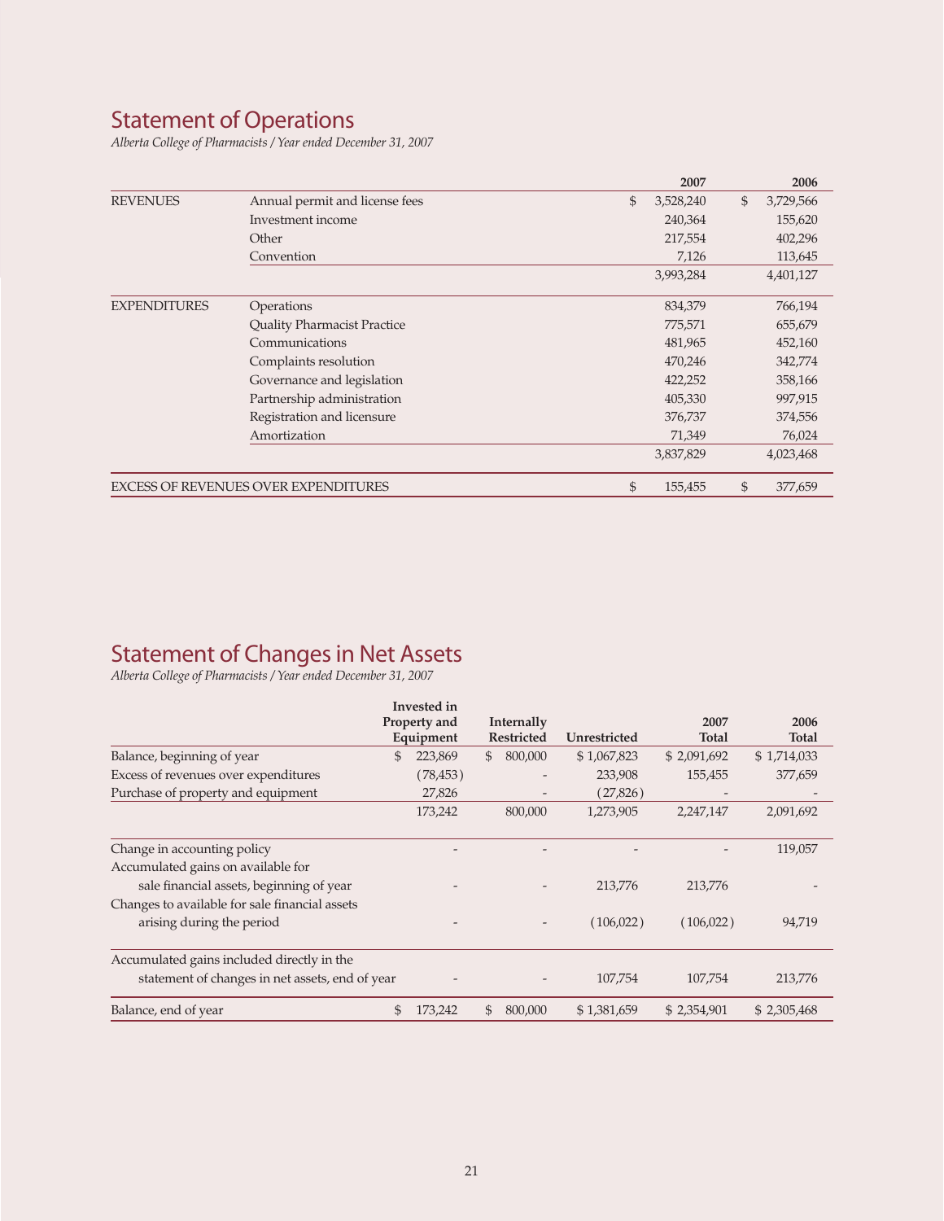## Statement of Operations

*Alberta College of Pharmacists / Year ended December 31, 2007*

| | | 2007 | 2006 |
|---|---|---|---|
| REVENUES | Annual permit and license fees | $ 3,528,240 | $ 3,729,566 |
| | Investment income | 240,364 | 155,620 |
| | Other | 217,554 | 402,296 |
| | Convention | 7,126 | 113,645 |
| | | 3,993,284 | 4,401,127 |
| EXPENDITURES | Operations | 834,379 | 766,194 |
| | Quality Pharmacist Practice | 775,571 | 655,679 |
| | Communications | 481,965 | 452,160 |
| | Complaints resolution | 470,246 | 342,774 |
| | Governance and legislation | 422,252 | 358,166 |
| | Partnership administration | 405,330 | 997,915 |
| | Registration and licensure | 376,737 | 374,556 |
| | Amortization | 71,349 | 76,024 |
| | | 3,837,829 | 4,023,468 |
| EXCESS OF REVENUES OVER EXPENDITURES | | $ 155,455 | $ 377,659 |

## Statement of Changes in Net Assets

*Alberta College of Pharmacists / Year ended December 31, 2007*

| | Invested in Property and Equipment | Internally Restricted | Unrestricted | 2007 Total | 2006 Total |
|---|---|---|---|---|---|
| Balance, beginning of year | $ 223,869 | $ 800,000 | $ 1,067,823 | $ 2,091,692 | $ 1,714,033 |
| Excess of revenues over expenditures | (78,453) | - | 233,908 | 155,455 | 377,659 |
| Purchase of property and equipment | 27,826 | - | (27,826) | - | - |
| | 173,242 | 800,000 | 1,273,905 | 2,247,147 | 2,091,692 |
| Change in accounting policy | - | - | - | - | 119,057 |
| Accumulated gains on available for sale financial assets, beginning of year | - | - | 213,776 | 213,776 | - |
| Changes to available for sale financial assets arising during the period | - | - | (106,022) | (106,022) | 94,719 |
| Accumulated gains included directly in the statement of changes in net assets, end of year | - | - | 107,754 | 107,754 | 213,776 |
| Balance, end of year | $ 173,242 | $ 800,000 | $ 1,381,659 | $ 2,354,901 | $ 2,305,468 |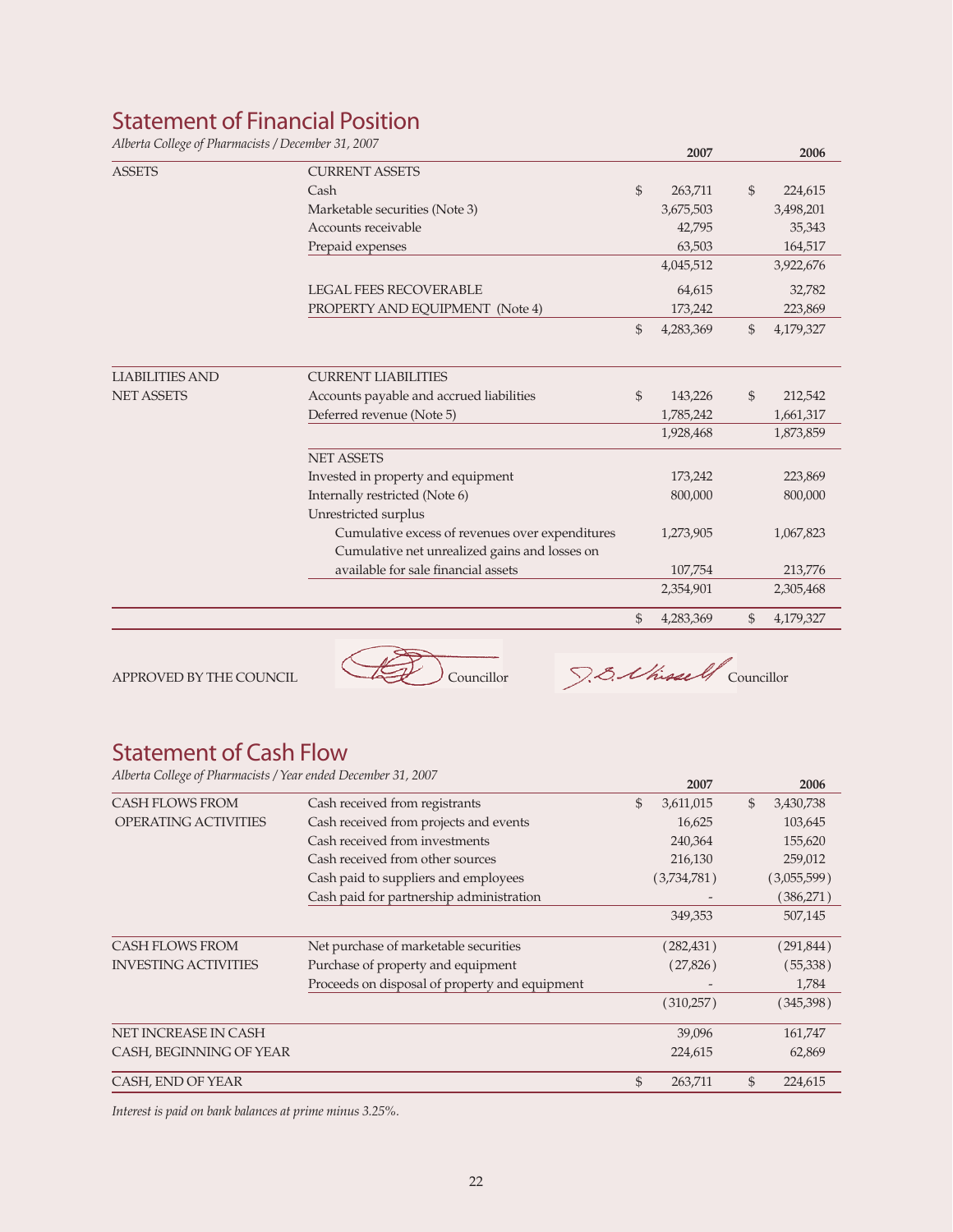## Statement of Financial Position

*Alberta College of Pharmacists / December 31, 2007*

| | | 2007 | 2006 |
|---|---|---|---|
| ASSETS | CURRENT ASSETS | | |
| | Cash | $ 263,711 | $ 224,615 |
| | Marketable securities (Note 3) | 3,675,503 | 3,498,201 |
| | Accounts receivable | 42,795 | 35,343 |
| | Prepaid expenses | 63,503 | 164,517 |
| | | 4,045,512 | 3,922,676 |
| | LEGAL FEES RECOVERABLE | 64,615 | 32,782 |
| | PROPERTY AND EQUIPMENT (Note 4) | 173,242 | 223,869 |
| | | $ 4,283,369 | $ 4,179,327 |
| LIABILITIES AND NET ASSETS | CURRENT LIABILITIES | | |
| | Accounts payable and accrued liabilities | $ 143,226 | $ 212,542 |
| | Deferred revenue (Note 5) | 1,785,242 | 1,661,317 |
| | | 1,928,468 | 1,873,859 |
| | NET ASSETS | | |
| | Invested in property and equipment | 173,242 | 223,869 |
| | Internally restricted (Note 6) | 800,000 | 800,000 |
| | Unrestricted surplus | | |
| | Cumulative excess of revenues over expenditures | 1,273,905 | 1,067,823 |
| | Cumulative net unrealized gains and losses on available for sale financial assets | 107,754 | 213,776 |
| | | 2,354,901 | 2,305,468 |
| | | $ 4,283,369 | $ 4,179,327 |

APPROVED BY THE COUNCIL Councillor Councillor

## Statement of Cash Flow

*Alberta College of Pharmacists / Year ended December 31, 2007*

| | | 2007 | 2006 |
|---|---|---|---|
| CASH FLOWS FROM OPERATING ACTIVITIES | Cash received from registrants | $ 3,611,015 | $ 3,430,738 |
| | Cash received from projects and events | 16,625 | 103,645 |
| | Cash received from investments | 240,364 | 155,620 |
| | Cash received from other sources | 216,130 | 259,012 |
| | Cash paid to suppliers and employees | (3,734,781) | (3,055,599) |
| | Cash paid for partnership administration | - | (386,271) |
| | | 349,353 | 507,145 |
| CASH FLOWS FROM INVESTING ACTIVITIES | Net purchase of marketable securities | (282,431) | (291,844) |
| | Purchase of property and equipment | (27,826) | (55,338) |
| | Proceeds on disposal of property and equipment | - | 1,784 |
| | | (310,257) | (345,398) |
| NET INCREASE IN CASH | | 39,096 | 161,747 |
| CASH, BEGINNING OF YEAR | | 224,615 | 62,869 |
| CASH, END OF YEAR | | $ 263,711 | $ 224,615 |

*Interest is paid on bank balances at prime minus 3.25%.*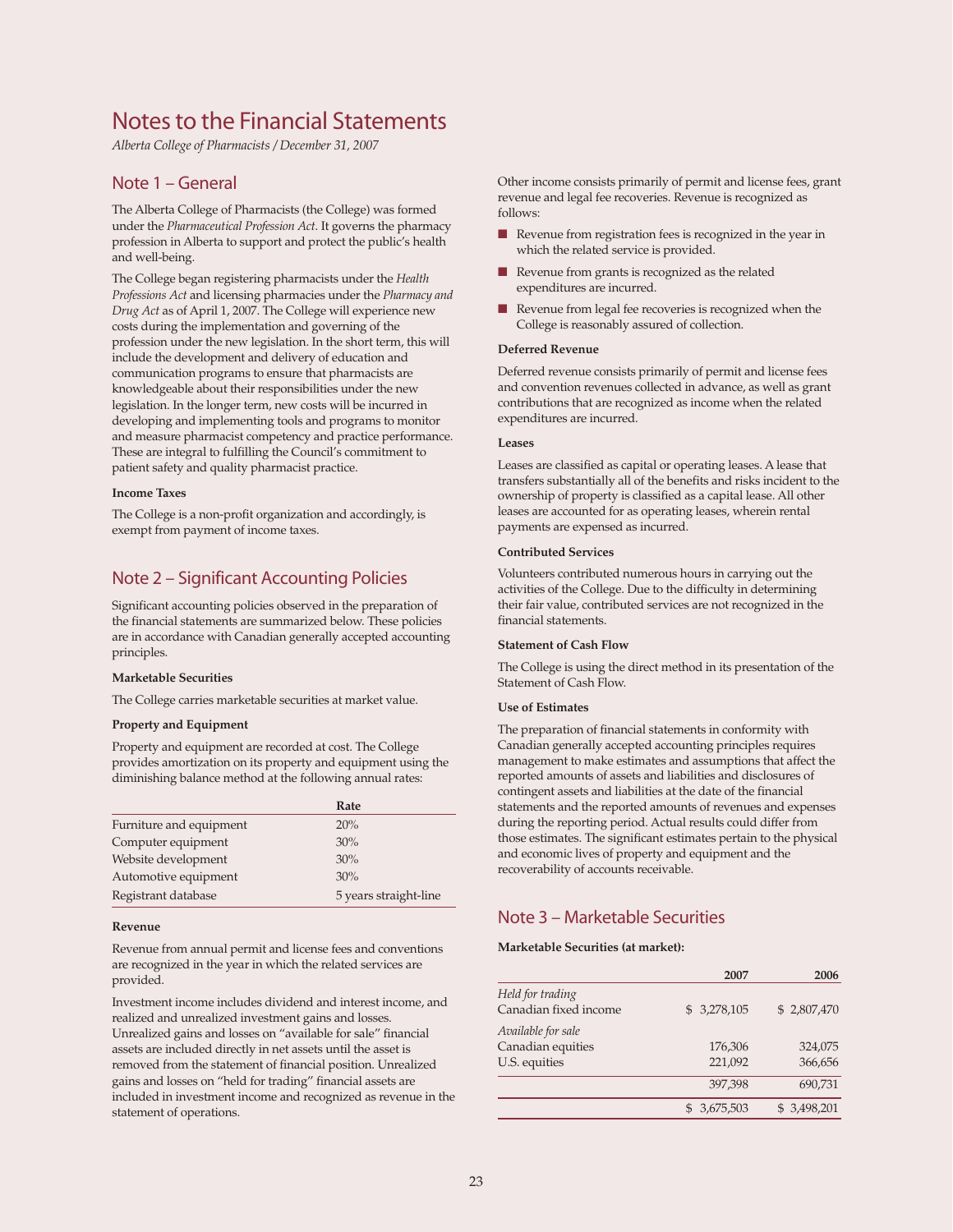# Notes to the Financial Statements

*Alberta College of Pharmacists / December 31, 2007*

## Note 1 – General

The Alberta College of Pharmacists (the College) was formed under the *Pharmaceutical Profession Act*. It governs the pharmacy profession in Alberta to support and protect the public's health and well-being.

The College began registering pharmacists under the *Health Professions Act* and licensing pharmacies under the *Pharmacy and Drug Act* as of April 1, 2007. The College will experience new costs during the implementation and governing of the profession under the new legislation. In the short term, this will include the development and delivery of education and communication programs to ensure that pharmacists are knowledgeable about their responsibilities under the new legislation. In the longer term, new costs will be incurred in developing and implementing tools and programs to monitor and measure pharmacist competency and practice performance. These are integral to fulfilling the Council's commitment to patient safety and quality pharmacist practice.

**Income Taxes**

The College is a non-profit organization and accordingly, is exempt from payment of income taxes.

## Note 2 – Significant Accounting Policies

Significant accounting policies observed in the preparation of the financial statements are summarized below. These policies are in accordance with Canadian generally accepted accounting principles.

**Marketable Securities**

The College carries marketable securities at market value.

**Property and Equipment**

Property and equipment are recorded at cost. The College provides amortization on its property and equipment using the diminishing balance method at the following annual rates:

| | Rate |
|---|---|
| Furniture and equipment | 20% |
| Computer equipment | 30% |
| Website development | 30% |
| Automotive equipment | 30% |
| Registrant database | 5 years straight-line |

**Revenue**

Revenue from annual permit and license fees and conventions are recognized in the year in which the related services are provided.

Investment income includes dividend and interest income, and realized and unrealized investment gains and losses. Unrealized gains and losses on "available for sale" financial assets are included directly in net assets until the asset is removed from the statement of financial position. Unrealized gains and losses on "held for trading" financial assets are included in investment income and recognized as revenue in the statement of operations.

Other income consists primarily of permit and license fees, grant revenue and legal fee recoveries. Revenue is recognized as follows:

- Revenue from registration fees is recognized in the year in which the related service is provided.
- Revenue from grants is recognized as the related expenditures are incurred.
- Revenue from legal fee recoveries is recognized when the College is reasonably assured of collection.

**Deferred Revenue**

Deferred revenue consists primarily of permit and license fees and convention revenues collected in advance, as well as grant contributions that are recognized as income when the related expenditures are incurred.

**Leases**

Leases are classified as capital or operating leases. A lease that transfers substantially all of the benefits and risks incident to the ownership of property is classified as a capital lease. All other leases are accounted for as operating leases, wherein rental payments are expensed as incurred.

**Contributed Services**

Volunteers contributed numerous hours in carrying out the activities of the College. Due to the difficulty in determining their fair value, contributed services are not recognized in the financial statements.

**Statement of Cash Flow**

The College is using the direct method in its presentation of the Statement of Cash Flow.

**Use of Estimates**

The preparation of financial statements in conformity with Canadian generally accepted accounting principles requires management to make estimates and assumptions that affect the reported amounts of assets and liabilities and disclosures of contingent assets and liabilities at the date of the financial statements and the reported amounts of revenues and expenses during the reporting period. Actual results could differ from those estimates. The significant estimates pertain to the physical and economic lives of property and equipment and the recoverability of accounts receivable.

## Note 3 – Marketable Securities

**Marketable Securities (at market):**

| | 2007 | 2006 |
|---|---|---|
| *Held for trading* | | |
| Canadian fixed income | $ 3,278,105 | $ 2,807,470 |
| *Available for sale* | | |
| Canadian equities | 176,306 | 324,075 |
| U.S. equities | 221,092 | 366,656 |
| | 397,398 | 690,731 |
| | $ 3,675,503 | $ 3,498,201 |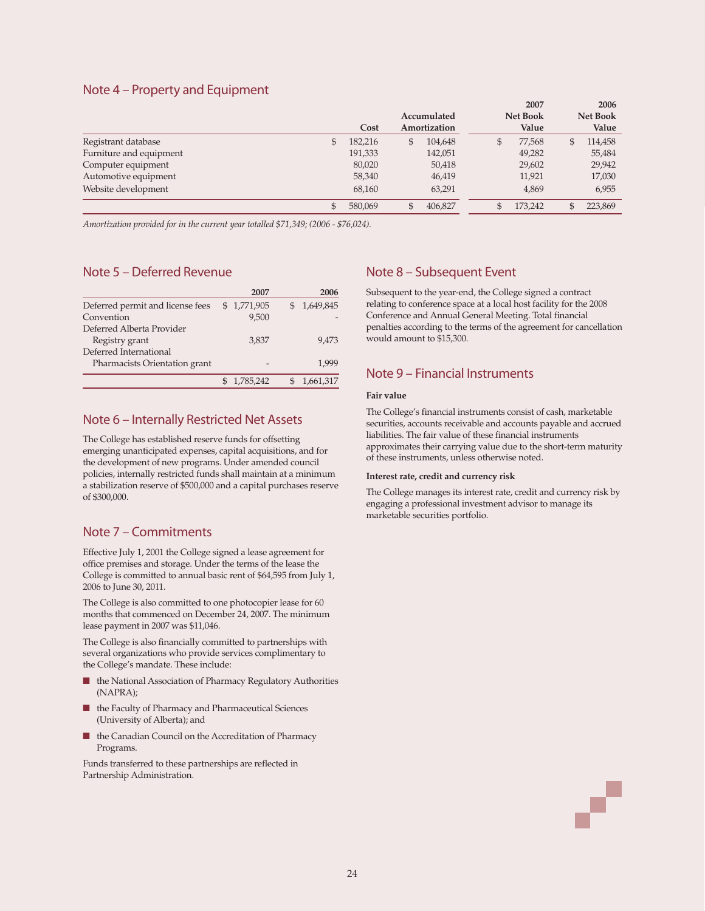## Note 4 – Property and Equipment

| | Cost | Accumulated Amortization | 2007 Net Book Value | 2006 Net Book Value |
|---|---|---|---|---|
| Registrant database | $ 182,216 | $ 104,648 | $ 77,568 | $ 114,458 |
| Furniture and equipment | 191,333 | 142,051 | 49,282 | 55,484 |
| Computer equipment | 80,020 | 50,418 | 29,602 | 29,942 |
| Automotive equipment | 58,340 | 46,419 | 11,921 | 17,030 |
| Website development | 68,160 | 63,291 | 4,869 | 6,955 |
| | $ 580,069 | $ 406,827 | $ 173,242 | $ 223,869 |

*Amortization provided for in the current year totalled $71,349; (2006 - $76,024).*

## Note 5 – Deferred Revenue

| | 2007 | 2006 |
|---|---|---|
| Deferred permit and license fees | $ 1,771,905 | $ 1,649,845 |
| Convention | 9,500 | - |
| Deferred Alberta Provider Registry grant | 3,837 | 9,473 |
| Deferred International Pharmacists Orientation grant | - | 1,999 |
| | $ 1,785,242 | $ 1,661,317 |

## Note 6 – Internally Restricted Net Assets

The College has established reserve funds for offsetting emerging unanticipated expenses, capital acquisitions, and for the development of new programs. Under amended council policies, internally restricted funds shall maintain at a minimum a stabilization reserve of $500,000 and a capital purchases reserve of $300,000.

## Note 7 – Commitments

Effective July 1, 2001 the College signed a lease agreement for office premises and storage. Under the terms of the lease the College is committed to annual basic rent of $64,595 from July 1, 2006 to June 30, 2011.

The College is also committed to one photocopier lease for 60 months that commenced on December 24, 2007. The minimum lease payment in 2007 was $11,046.

The College is also financially committed to partnerships with several organizations who provide services complimentary to the College's mandate. These include:

- the National Association of Pharmacy Regulatory Authorities (NAPRA);
- the Faculty of Pharmacy and Pharmaceutical Sciences (University of Alberta); and
- the Canadian Council on the Accreditation of Pharmacy Programs.

Funds transferred to these partnerships are reflected in Partnership Administration.

## Note 8 – Subsequent Event

Subsequent to the year-end, the College signed a contract relating to conference space at a local host facility for the 2008 Conference and Annual General Meeting. Total financial penalties according to the terms of the agreement for cancellation would amount to $15,300.

## Note 9 – Financial Instruments

**Fair value**

The College's financial instruments consist of cash, marketable securities, accounts receivable and accounts payable and accrued liabilities. The fair value of these financial instruments approximates their carrying value due to the short-term maturity of these instruments, unless otherwise noted.

**Interest rate, credit and currency risk**

The College manages its interest rate, credit and currency risk by engaging a professional investment advisor to manage its marketable securities portfolio.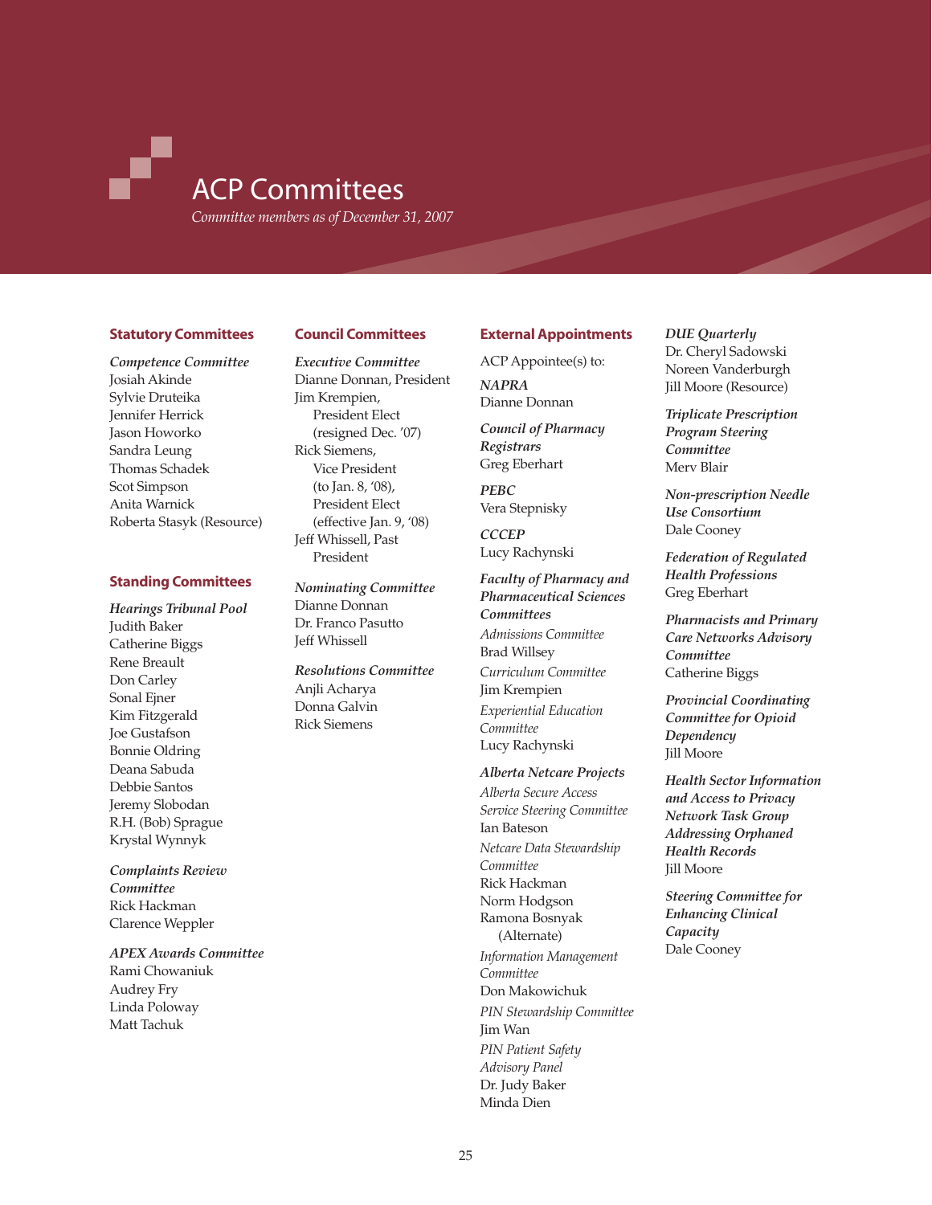# ACP Committees

*Committee members as of December 31, 2007*

## Statutory Committees

***Competence Committee***

Josiah Akinde
Sylvie Druteika
Jennifer Herrick
Jason Howorko
Sandra Leung
Thomas Schadek
Scot Simpson
Anita Warnick
Roberta Stasyk (Resource)

## Standing Committees

***Hearings Tribunal Pool***

Judith Baker
Catherine Biggs
Rene Breault
Don Carley
Sonal Ejner
Kim Fitzgerald
Joe Gustafson
Bonnie Oldring
Deana Sabuda
Debbie Santos
Jeremy Slobodan
R.H. (Bob) Sprague
Krystal Wynnyk

***Complaints Review Committee***

Rick Hackman
Clarence Weppler

***APEX Awards Committee***

Rami Chowaniuk
Audrey Fry
Linda Poloway
Matt Tachuk

## Council Committees

***Executive Committee***

Dianne Donnan, President
Jim Krempien, President Elect (resigned Dec. '07)
Rick Siemens, Vice President (to Jan. 8, '08), President Elect (effective Jan. 9, '08)
Jeff Whissell, Past President

***Nominating Committee***

Dianne Donnan
Dr. Franco Pasutto
Jeff Whissell

***Resolutions Committee***

Anjli Acharya
Donna Galvin
Rick Siemens

## External Appointments

ACP Appointee(s) to:

***NAPRA***

Dianne Donnan

***Council of Pharmacy Registrars***

Greg Eberhart

***PEBC***

Vera Stepnisky

***CCCEP***

Lucy Rachynski

***Faculty of Pharmacy and Pharmaceutical Sciences Committees***

*Admissions Committee*
Brad Willsey

*Curriculum Committee*
Jim Krempien

*Experiential Education Committee*
Lucy Rachynski

***Alberta Netcare Projects***

*Alberta Secure Access Service Steering Committee*
Ian Bateson

*Netcare Data Stewardship Committee*
Rick Hackman
Norm Hodgson
Ramona Bosnyak (Alternate)

*Information Management Committee*
Don Makowichuk

*PIN Stewardship Committee*
Jim Wan

*PIN Patient Safety Advisory Panel*
Dr. Judy Baker
Minda Dien

***DUE Quarterly***

Dr. Cheryl Sadowski
Noreen Vanderburgh
Jill Moore (Resource)

***Triplicate Prescription Program Steering Committee***

Merv Blair

***Non-prescription Needle Use Consortium***

Dale Cooney

***Federation of Regulated Health Professions***

Greg Eberhart

***Pharmacists and Primary Care Networks Advisory Committee***

Catherine Biggs

***Provincial Coordinating Committee for Opioid Dependency***

Jill Moore

***Health Sector Information and Access to Privacy Network Task Group Addressing Orphaned Health Records***

Jill Moore

***Steering Committee for Enhancing Clinical Capacity***

Dale Cooney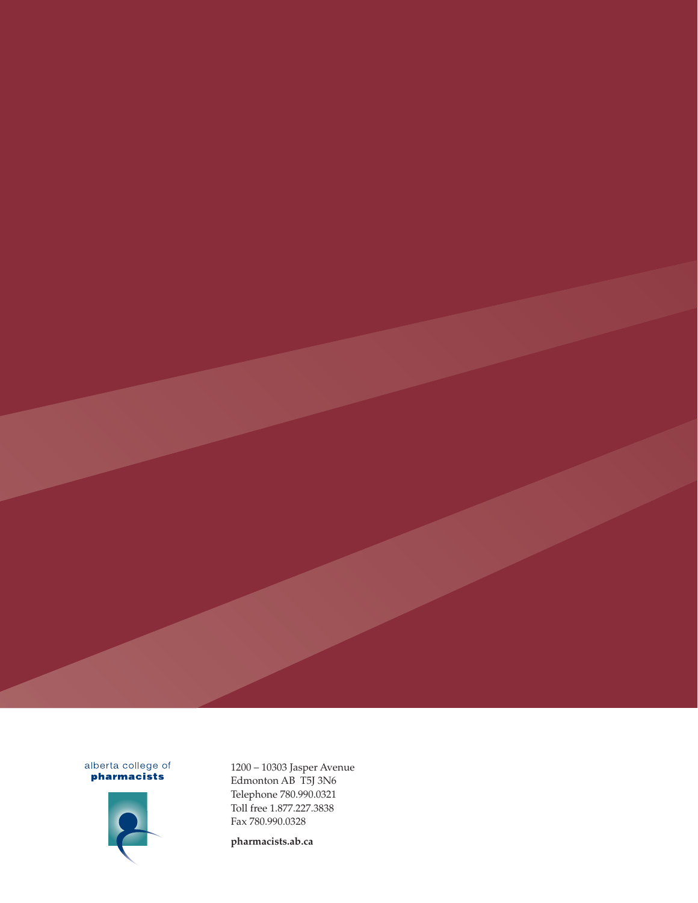alberta college of
**pharmacists**

1200 – 10303 Jasper Avenue
Edmonton AB T5J 3N6
Telephone 780.990.0321
Toll free 1.877.227.3838
Fax 780.990.0328

**pharmacists.ab.ca**